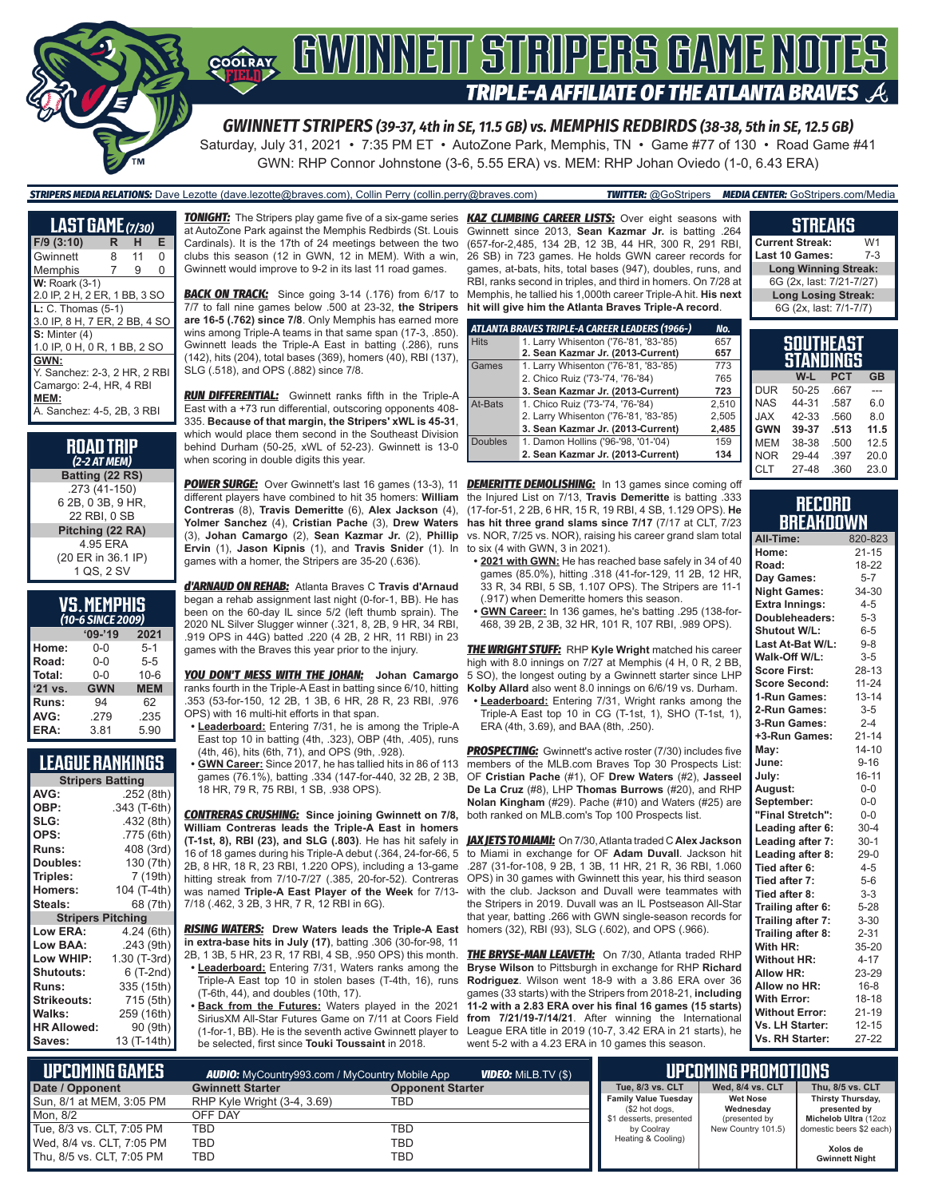# GWINNETT STRIPERS GAME NOTES

## TRIPLE-A AFFILIATE OF THE ATLANTA BRAVES

### GWINNETT STRIPERS (39-37, 4th in SE, 11.5 GB) vs. MEMPHIS REDBIRDS (38-38, 5th in SE, 12.5 GB)

Saturday, July 31, 2021 • 7:35 PM ET • AutoZone Park, Memphis, TN • Game #77 of 130 • Road Game #41

GWN: RHP Connor Johnstone (3-6, 5.55 ERA) vs. MEM: RHP Johan Oviedo (1-0, 6.43 ERA)

**STRIPERS MEDIA RELATIONS:** Dave Lezotte (dave.lezotte@braves.com), Collin Perry (collin.perry@braves.com) **TWITTER:** @GoStripers **MEDIA CENTER:** GoStripers.com/Media

## LAST GAME (7/30)

| F/9 (3:10) | R | H | E |
|---|---|---|---|
| Gwinnett | 8 | 11 | 0 |
| Memphis | 7 | 9 | 0 |

**W:** Roark (3-1)
2.0 IP, 2 H, 2 ER, 1 BB, 3 SO

**L:** C. Thomas (5-1)
3.0 IP, 8 H, 7 ER, 2 BB, 4 SO

**S:** Minter (4)
1.0 IP, 0 H, 0 R, 1 BB, 2 SO

**GWN:**
Y. Sanchez: 2-3, 2 HR, 2 RBI
Camargo: 2-4, HR, 4 RBI

**MEM:**
A. Sanchez: 4-5, 2B, 3 RBI

## ROAD TRIP
*(2-2 AT MEM)*

**Batting (22 RS)**
.273 (41-150)
6 2B, 0 3B, 9 HR,
22 RBI, 0 SB

**Pitching (22 RA)**
4.95 ERA
(20 ER in 36.1 IP)
1 QS, 2 SV

## VS. MEMPHIS
*(10-6 SINCE 2009)*

| | '09-'19 | 2021 |
|---|---|---|
| Home: | 0-0 | 5-1 |
| Road: | 0-0 | 5-5 |
| Total: | 0-0 | 10-6 |
| '21 vs. | GWN | MEM |
| Runs: | 94 | 62 |
| AVG: | .279 | .235 |
| ERA: | 3.81 | 5.90 |

## LEAGUE RANKINGS

| Stripers Batting | |
|---|---|
| AVG: | .252 (8th) |
| OBP: | .343 (T-6th) |
| SLG: | .432 (8th) |
| OPS: | .775 (6th) |
| Runs: | 408 (3rd) |
| Doubles: | 130 (7th) |
| Triples: | 7 (19th) |
| Homers: | 104 (T-4th) |
| Steals: | 68 (7th) |
| **Stripers Pitching** | |
| Low ERA: | 4.24 (6th) |
| Low BAA: | .243 (9th) |
| Low WHIP: | 1.30 (T-3rd) |
| Shutouts: | 6 (T-2nd) |
| Runs: | 335 (15th) |
| Strikeouts: | 715 (5th) |
| Walks: | 259 (16th) |
| HR Allowed: | 90 (9th) |
| Saves: | 13 (T-14th) |

**TONIGHT:** The Stripers play game five of a six-game series at AutoZone Park against the Memphis Redbirds (St. Louis Cardinals). It is the 17th of 24 meetings between the two clubs this season (12 in GWN, 12 in MEM). With a win, Gwinnett would improve to 9-2 in its last 11 road games.

**BACK ON TRACK:** Since going 3-14 (.176) from 6/17 to 7/7 to fall nine games below .500 at 23-32, **the Stripers are 16-5 (.762) since 7/8**. Only Memphis has earned more wins among Triple-A teams in that same span (17-3, .850). Gwinnett leads the Triple-A East in batting (.286), runs (142), hits (204), total bases (369), homers (40), RBI (137), SLG (.518), and OPS (.882) since 7/8.

**RUN DIFFERENTIAL:** Gwinnett ranks fifth in the Triple-A East with a +73 run differential, outscoring opponents 408-335. **Because of that margin, the Stripers' xWL is 45-31**, which would place them second in the Southeast Division behind Durham (50-25, xWL of 52-23). Gwinnett is 13-0 when scoring in double digits this year.

**POWER SURGE:** Over Gwinnett's last 16 games (13-3), 11 different players have combined to hit 35 homers: **William Contreras** (8), **Travis Demeritte** (6), **Alex Jackson** (4), **Yolmer Sanchez** (4), **Cristian Pache** (3), **Drew Waters** (3), **Johan Camargo** (2), **Sean Kazmar Jr.** (2), **Phillip Ervin** (1), **Jason Kipnis** (1), and **Travis Snider** (1). In games with a homer, the Stripers are 35-20 (.636).

**d'ARNAUD ON REHAB:** Atlanta Braves C **Travis d'Arnaud** began a rehab assignment last night (0-for-1, BB). He has been on the 60-day IL since 5/2 (left thumb sprain). The 2020 NL Silver Slugger winner (.321, 8, 2B, 9 HR, 34 RBI, .919 OPS in 44G) batted .220 (4 2B, 2 HR, 11 RBI) in 23 games with the Braves this year prior to the injury.

**YOU DON'T MESS WITH THE JOHAN:** **Johan Camargo** ranks fourth in the Triple-A East in batting since 6/10, hitting .353 (53-for-150, 12 2B, 1 3B, 6 HR, 28 R, 23 RBI, .976 OPS) with 16 multi-hit efforts in that span.

- **Leaderboard:** Entering 7/31, he is among the Triple-A East top 10 in batting (4th, .323), OBP (4th, .405), runs (4th, 46), hits (6th, 71), and OPS (9th, .928).
- **GWN Career:** Since 2017, he has tallied hits in 86 of 113 games (76.1%), batting .334 (147-for-440, 32 2B, 2 3B, 18 HR, 79 R, 75 RBI, 1 SB, .938 OPS).

**CONTRERAS CRUSHING:** **Since joining Gwinnett on 7/8, William Contreras leads the Triple-A East in homers (T-1st, 8), RBI (23), and SLG (.803)**. He has hit safely in 16 of 18 games during his Triple-A debut (.364, 24-for-66, 5 2B, 8 HR, 18 R, 23 RBI, 1.220 OPS), including a 13-game hitting streak from 7/10-7/27 (.385, 20-for-52). Contreras was named **Triple-A East Player of the Week** for 7/13-7/18 (.462, 3 2B, 3 HR, 7 R, 12 RBI in 6G).

**RISING WATERS:** **Drew Waters leads the Triple-A East in extra-base hits in July (17)**, batting .306 (30-for-98, 11 2B, 1 3B, 5 HR, 23 R, 17 RBI, 4 SB, .950 OPS) this month.

- **Leaderboard:** Entering 7/31, Waters ranks among the Triple-A East top 10 in stolen bases (T-4th, 16), runs (T-6th, 44), and doubles (10th, 17).
- **Back from the Futures:** Waters played in the 2021 SiriusXM All-Star Futures Game on 7/11 at Coors Field (1-for-1, BB). He is the seventh active Gwinnett player to be selected, first since **Touki Toussaint** in 2018.

**KAZ CLIMBING CAREER LISTS:** Over eight seasons with Gwinnett since 2013, **Sean Kazmar Jr.** is batting .264 (657-for-2,485, 134 2B, 12 3B, 44 HR, 300 R, 291 RBI, 26 SB) in 723 games. He holds GWN career records for games, at-bats, hits, total bases (947), doubles, runs, and RBI, ranks second in triples, and third in homers. On 7/28 at Memphis, he tallied his 1,000th career Triple-A hit. **His next hit will give him the Atlanta Braves Triple-A record**.

| ATLANTA BRAVES TRIPLE-A CAREER LEADERS (1966-) | | No. |
|---|---|---|
| Hits | 1. Larry Whisenton ('76-'81, '83-'85) | 657 |
| | **2. Sean Kazmar Jr. (2013-Current)** | **657** |
| Games | 1. Larry Whisenton ('76-'81, '83-'85) | 773 |
| | 2. Chico Ruiz ('73-'74, '76-'84) | 765 |
| | **3. Sean Kazmar Jr. (2013-Current)** | **723** |
| At-Bats | 1. Chico Ruiz ('73-'74, '76-'84) | 2,510 |
| | 2. Larry Whisenton ('76-'81, '83-'85) | 2,505 |
| | **3. Sean Kazmar Jr. (2013-Current)** | **2,485** |
| Doubles | 1. Damon Hollins ('96-'98, '01-'04) | 159 |
| | **2. Sean Kazmar Jr. (2013-Current)** | **134** |

**DEMERITTE DEMOLISHING:** In 13 games since coming off the Injured List on 7/13, **Travis Demeritte** is batting .333 (17-for-51, 2 2B, 6 HR, 15 R, 19 RBI, 4 SB, 1.129 OPS). **He has hit three grand slams since 7/17** (7/17 at CLT, 7/23 vs. NOR, 7/25 vs. NOR), raising his career grand slam total to six (4 with GWN, 3 in 2021).

- **2021 with GWN:** He has reached base safely in 34 of 40 games (85.0%), hitting .318 (41-for-129, 11 2B, 12 HR, 33 R, 34 RBI, 5 SB, 1.107 OPS). The Stripers are 11-1 (.917) when Demeritte homers this season.
- **GWN Career:** In 136 games, he's batting .295 (138-for-468, 39 2B, 2 3B, 32 HR, 101 R, 107 RBI, .989 OPS).

**THE WRIGHT STUFF:** RHP **Kyle Wright** matched his career high with 8.0 innings on 7/27 at Memphis (4 H, 0 R, 2 BB, 5 SO), the longest outing by a Gwinnett starter since LHP **Kolby Allard** also went 8.0 innings on 6/6/19 vs. Durham.

- **Leaderboard:** Entering 7/31, Wright ranks among the Triple-A East top 10 in CG (T-1st, 1), SHO (T-1st, 1), ERA (4th, 3.69), and BAA (8th, .250).

**PROSPECTING:** Gwinnett's active roster (7/30) includes five members of the MLB.com Braves Top 30 Prospects List: OF **Cristian Pache** (#1), OF **Drew Waters** (#2), **Jasseel De La Cruz** (#8), LHP **Thomas Burrows** (#20), and RHP **Nolan Kingham** (#29). Pache (#10) and Waters (#25) are both ranked on MLB.com's Top 100 Prospects list.

**JAX JETS TO MIAMI:** On 7/30, Atlanta traded C **Alex Jackson** to Miami in exchange for OF **Adam Duvall**. Jackson hit .287 (31-for-108, 9 2B, 1 3B, 11 HR, 21 R, 36 RBI, 1.060 OPS) in 30 games with Gwinnett this year, his third season with the club. Jackson and Duvall were teammates with the Stripers in 2019. Duvall was an IL Postseason All-Star that year, batting .266 with GWN single-season records for homers (32), RBI (93), SLG (.602), and OPS (.966).

**THE BRYSE-MAN LEAVETH:** On 7/30, Atlanta traded RHP **Bryse Wilson** to Pittsburgh in exchange for RHP **Richard Rodriguez**. Wilson went 18-9 with a 3.86 ERA over 36 games (33 starts) with the Stripers from 2018-21, **including 11-2 with a 2.83 ERA over his final 16 games (15 starts) from 7/21/19-7/14/21**. After winning the International League ERA title in 2019 (10-7, 3.42 ERA in 21 starts), he went 5-2 with a 4.23 ERA in 10 games this season.

## STREAKS

| | |
|---|---|
| Current Streak: | W1 |
| Last 10 Games: | 7-3 |
| **Long Winning Streak:** | |
| 6G (2x, last: 7/21-7/27) | |
| **Long Losing Streak:** | |
| 6G (2x, last: 7/1-7/7) | |

## SOUTHEAST STANDINGS

| | W-L | PCT | GB |
|---|---|---|---|
| DUR | 50-25 | .667 | --- |
| NAS | 44-31 | .587 | 6.0 |
| JAX | 42-33 | .560 | 8.0 |
| **GWN** | **39-37** | **.513** | **11.5** |
| MEM | 38-38 | .500 | 12.5 |
| NOR | 29-44 | .397 | 20.0 |
| CLT | 27-48 | .360 | 23.0 |

## RECORD BREAKDOWN

| | |
|---|---|
| All-Time: | 820-823 |
| Home: | 21-15 |
| Road: | 18-22 |
| Day Games: | 5-7 |
| Night Games: | 34-30 |
| Extra Innings: | 4-5 |
| Doubleheaders: | 5-3 |
| Shutout W/L: | 6-5 |
| Last At-Bat W/L: | 9-8 |
| Walk-Off W/L: | 3-5 |
| Score First: | 28-13 |
| Score Second: | 11-24 |
| 1-Run Games: | 13-14 |
| 2-Run Games: | 3-5 |
| 3-Run Games: | 2-4 |
| +3-Run Games: | 21-14 |
| May: | 14-10 |
| June: | 9-16 |
| July: | 16-11 |
| August: | 0-0 |
| September: | 0-0 |
| "Final Stretch": | 0-0 |
| Leading after 6: | 30-4 |
| Leading after 7: | 30-1 |
| Leading after 8: | 29-0 |
| Tied after 6: | 4-5 |
| Tied after 7: | 5-6 |
| Tied after 8: | 3-3 |
| Trailing after 6: | 5-28 |
| Trailing after 7: | 3-30 |
| Trailing after 8: | 2-31 |
| With HR: | 35-20 |
| Without HR: | 4-17 |
| Allow HR: | 23-29 |
| Allow no HR: | 16-8 |
| With Error: | 18-18 |
| Without Error: | 21-19 |
| Vs. LH Starter: | 12-15 |
| Vs. RH Starter: | 27-22 |

## UPCOMING GAMES

**AUDIO:** MyCountry993.com / MyCountry Mobile App **VIDEO:** MiLB.TV ($)

| Date / Opponent | Gwinnett Starter | Opponent Starter |
|---|---|---|
| Sun, 8/1 at MEM, 3:05 PM | RHP Kyle Wright (3-4, 3.69) | TBD |
| Mon, 8/2 | OFF DAY | |
| Tue, 8/3 vs. CLT, 7:05 PM | TBD | TBD |
| Wed, 8/4 vs. CLT, 7:05 PM | TBD | TBD |
| Thu, 8/5 vs. CLT, 7:05 PM | TBD | TBD |

## UPCOMING PROMOTIONS

| Tue, 8/3 vs. CLT | Wed, 8/4 vs. CLT | Thu, 8/5 vs. CLT |
|---|---|---|
| **Family Value Tuesday** ($2 hot dogs, $1 desserts, presented by Coolray Heating & Cooling) | **Wet Nose Wednesday** (presented by New Country 101.5) | **Thirsty Thursday,** presented by **Michelob Ultra** (12oz domestic beers $2 each) **Xolos de Gwinnett Night** |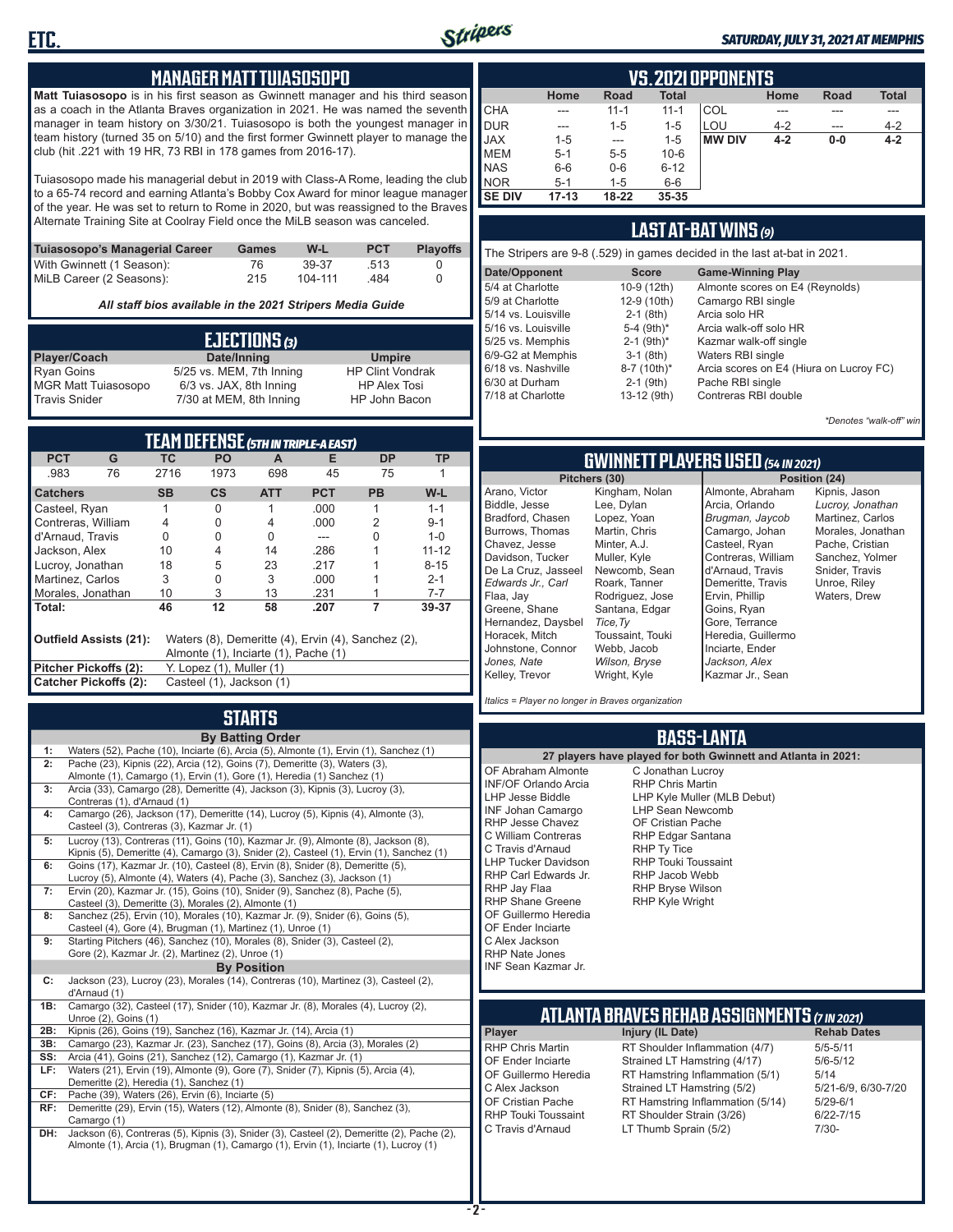## MANAGER MATT TUIASOSOPO

**Matt Tuiasosopo** is in his first season as Gwinnett manager and his third season as a coach in the Atlanta Braves organization in 2021. He was named the seventh manager in team history on 3/30/21. Tuiasosopo is both the youngest manager in team history (turned 35 on 5/10) and the first former Gwinnett player to manage the club (hit .221 with 19 HR, 73 RBI in 178 games from 2016-17).

Tuiasosopo made his managerial debut in 2019 with Class-A Rome, leading the club to a 65-74 record and earning Atlanta's Bobby Cox Award for minor league manager of the year. He was set to return to Rome in 2020, but was reassigned to the Braves Alternate Training Site at Coolray Field once the MiLB season was canceled.

| Tuiasosopo's Managerial Career | Games | W-L | PCT | Playoffs |
|---|---|---|---|---|
| With Gwinnett (1 Season): | 76 | 39-37 | .513 | 0 |
| MiLB Career (2 Seasons): | 215 | 104-111 | .484 | 0 |

*All staff bios available in the 2021 Stripers Media Guide*

## EJECTIONS (3)

| Player/Coach | Date/Inning | Umpire |
|---|---|---|
| Ryan Goins | 5/25 vs. MEM, 7th Inning | HP Clint Vondrak |
| MGR Matt Tuiasosopo | 6/3 vs. JAX, 8th Inning | HP Alex Tosi |
| Travis Snider | 7/30 at MEM, 8th Inning | HP John Bacon |

## TEAM DEFENSE (5TH IN TRIPLE-A EAST)

| PCT | G | TC | PO | A | E | DP | TP |
|---|---|---|---|---|---|---|---|
| .983 | 76 | 2716 | 1973 | 698 | 45 | 75 | 1 |

| Catchers | SB | CS | ATT | PCT | PB | W-L |
|---|---|---|---|---|---|---|
| Casteel, Ryan | 1 | 0 | 1 | .000 | 1 | 1-1 |
| Contreras, William | 4 | 0 | 4 | .000 | 2 | 9-1 |
| d'Arnaud, Travis | 0 | 0 | 0 | --- | 0 | 1-0 |
| Jackson, Alex | 10 | 4 | 14 | .286 | 1 | 11-12 |
| Lucroy, Jonathan | 18 | 5 | 23 | .217 | 1 | 8-15 |
| Martinez, Carlos | 3 | 0 | 3 | .000 | 1 | 2-1 |
| Morales, Jonathan | 10 | 3 | 13 | .231 | 1 | 7-7 |
| **Total:** | **46** | **12** | **58** | **.207** | **7** | **39-37** |

**Outfield Assists (21):** Waters (8), Demeritte (4), Ervin (4), Sanchez (2), Almonte (1), Inciarte (1), Pache (1)
**Pitcher Pickoffs (2):** Y. Lopez (1), Muller (1)
**Catcher Pickoffs (2):** Casteel (1), Jackson (1)

## STARTS

**By Batting Order**

| | |
|---|---|
| 1: | Waters (52), Pache (10), Inciarte (6), Arcia (5), Almonte (1), Ervin (1), Sanchez (1) |
| 2: | Pache (23), Kipnis (22), Arcia (12), Goins (7), Demeritte (3), Waters (3), Almonte (1), Camargo (1), Ervin (1), Gore (1), Heredia (1) Sanchez (1) |
| 3: | Arcia (33), Camargo (28), Demeritte (4), Jackson (3), Kipnis (3), Lucroy (3), Contreras (1), d'Arnaud (1) |
| 4: | Camargo (26), Jackson (17), Demeritte (14), Lucroy (5), Kipnis (4), Almonte (3), Casteel (3), Contreras (3), Kazmar Jr. (1) |
| 5: | Lucroy (13), Contreras (11), Goins (10), Kazmar Jr. (9), Almonte (8), Jackson (8), Kipnis (5), Demeritte (4), Camargo (3), Snider (2), Casteel (1), Ervin (1), Sanchez (1) |
| 6: | Goins (17), Kazmar Jr. (10), Casteel (8), Ervin (8), Snider (8), Demeritte (5), Lucroy (5), Almonte (4), Waters (4), Pache (3), Sanchez (3), Jackson (1) |
| 7: | Ervin (20), Kazmar Jr. (15), Goins (10), Snider (9), Sanchez (8), Pache (5), Casteel (3), Demeritte (3), Morales (2), Almonte (1) |
| 8: | Sanchez (25), Ervin (10), Morales (10), Kazmar Jr. (9), Snider (6), Goins (5), Casteel (4), Gore (4), Brugman (1), Martinez (1), Unroe (1) |
| 9: | Starting Pitchers (46), Sanchez (10), Morales (8), Snider (3), Casteel (2), Gore (2), Kazmar Jr. (2), Martinez (2), Unroe (1) |

**By Position**

| | |
|---|---|
| C: | Jackson (23), Lucroy (23), Morales (14), Contreras (10), Martinez (3), Casteel (2), d'Arnaud (1) |
| 1B: | Camargo (32), Casteel (17), Snider (10), Kazmar Jr. (8), Morales (4), Lucroy (2), Unroe (2), Goins (1) |
| 2B: | Kipnis (26), Goins (19), Sanchez (16), Kazmar Jr. (14), Arcia (1) |
| 3B: | Camargo (23), Kazmar Jr. (23), Sanchez (17), Goins (8), Arcia (3), Morales (2) |
| SS: | Arcia (41), Goins (21), Sanchez (12), Camargo (1), Kazmar Jr. (1) |
| LF: | Waters (21), Ervin (19), Almonte (9), Gore (7), Snider (7), Kipnis (5), Arcia (4), Demeritte (2), Heredia (1), Sanchez (1) |
| CF: | Pache (39), Waters (26), Ervin (6), Inciarte (5) |
| RF: | Demeritte (29), Ervin (15), Waters (12), Almonte (8), Snider (8), Sanchez (3), Camargo (1) |
| DH: | Jackson (6), Contreras (5), Kipnis (3), Snider (3), Casteel (2), Demeritte (2), Pache (2), Almonte (1), Arcia (1), Brugman (1), Camargo (1), Ervin (1), Inciarte (1), Lucroy (1) |

## VS. 2021 OPPONENTS

| | Home | Road | Total | | Home | Road | Total |
|---|---|---|---|---|---|---|---|
| CHA | --- | 11-1 | 11-1 | COL | --- | --- | --- |
| DUR | --- | 1-5 | 1-5 | LOU | 4-2 | --- | 4-2 |
| JAX | 1-5 | --- | 1-5 | **MW DIV** | **4-2** | **0-0** | **4-2** |
| MEM | 5-1 | 5-5 | 10-6 | | | | |
| NAS | 6-6 | 0-6 | 6-12 | | | | |
| NOR | 5-1 | 1-5 | 6-6 | | | | |
| **SE DIV** | **17-13** | **18-22** | **35-35** | | | | |

## LAST AT-BAT WINS (9)

The Stripers are 9-8 (.529) in games decided in the last at-bat in 2021.

| Date/Opponent | Score | Game-Winning Play |
|---|---|---|
| 5/4 at Charlotte | 10-9 (12th) | Almonte scores on E4 (Reynolds) |
| 5/9 at Charlotte | 12-9 (10th) | Camargo RBI single |
| 5/14 vs. Louisville | 2-1 (8th) | Arcia solo HR |
| 5/16 vs. Louisville | 5-4 (9th)* | Arcia walk-off solo HR |
| 5/25 vs. Memphis | 2-1 (9th)* | Kazmar walk-off single |
| 6/9-G2 at Memphis | 3-1 (8th) | Waters RBI single |
| 6/18 vs. Nashville | 8-7 (10th)* | Arcia scores on E4 (Hiura on Lucroy FC) |
| 6/30 at Durham | 2-1 (9th) | Pache RBI single |
| 7/18 at Charlotte | 13-12 (9th) | Contreras RBI double |

*\*Denotes "walk-off" win*

## GWINNETT PLAYERS USED (54 IN 2021)

| Pitchers (30) | | Position (24) | |
|---|---|---|---|
| Arano, Victor | Kingham, Nolan | Almonte, Abraham | Kipnis, Jason |
| Biddle, Jesse | Lee, Dylan | Arcia, Orlando | *Lucroy, Jonathan* |
| Bradford, Chasen | Lopez, Yoan | *Brugman, Jaycob* | Martinez, Carlos |
| Burrows, Thomas | Martin, Chris | Camargo, Johan | Morales, Jonathan |
| Chavez, Jesse | Minter, A.J. | Casteel, Ryan | Pache, Cristian |
| Davidson, Tucker | Muller, Kyle | Contreras, William | Sanchez, Yolmer |
| De La Cruz, Jasseel | Newcomb, Sean | d'Arnaud, Travis | Snider, Travis |
| *Edwards Jr., Carl* | Roark, Tanner | Demeritte, Travis | Unroe, Riley |
| Flaa, Jay | Rodriguez, Jose | Ervin, Phillip | Waters, Drew |
| Greene, Shane | Santana, Edgar | Goins, Ryan | |
| Hernandez, Daysbel | *Tice,Ty* | Gore, Terrance | |
| Horacek, Mitch | Toussaint, Touki | Heredia, Guillermo | |
| Johnstone, Connor | Webb, Jacob | Inciarte, Ender | |
| *Jones, Nate* | *Wilson, Bryse* | *Jackson, Alex* | |
| Kelley, Trevor | Wright, Kyle | Kazmar Jr., Sean | |

*Italics = Player no longer in Braves organization*

## BASS-LANTA

**27 players have played for both Gwinnett and Atlanta in 2021:**

- OF Abraham Almonte
- INF/OF Orlando Arcia
- LHP Jesse Biddle
- INF Johan Camargo
- RHP Jesse Chavez
- C William Contreras
- C Travis d'Arnaud
- LHP Tucker Davidson
- RHP Carl Edwards Jr.
- RHP Jay Flaa
- RHP Shane Greene
- OF Guillermo Heredia
- OF Ender Inciarte
- C Alex Jackson
- RHP Nate Jones
- INF Sean Kazmar Jr.
- C Jonathan Lucroy
- RHP Chris Martin
- LHP Kyle Muller (MLB Debut)
- LHP Sean Newcomb
- OF Cristian Pache
- RHP Edgar Santana
- RHP Ty Tice
- RHP Touki Toussaint
- RHP Jacob Webb
- RHP Bryse Wilson
- RHP Kyle Wright

## ATLANTA BRAVES REHAB ASSIGNMENTS (7 IN 2021)

| Player | Injury (IL Date) | Rehab Dates |
|---|---|---|
| RHP Chris Martin | RT Shoulder Inflammation (4/7) | 5/5-5/11 |
| OF Ender Inciarte | Strained LT Hamstring (4/17) | 5/6-5/12 |
| OF Guillermo Heredia | RT Hamstring Inflammation (5/1) | 5/14 |
| C Alex Jackson | Strained LT Hamstring (5/2) | 5/21-6/9, 6/30-7/20 |
| OF Cristian Pache | RT Hamstring Inflammation (5/14) | 5/29-6/1 |
| RHP Touki Toussaint | RT Shoulder Strain (3/26) | 6/22-7/15 |
| C Travis d'Arnaud | LT Thumb Sprain (5/2) | 7/30- |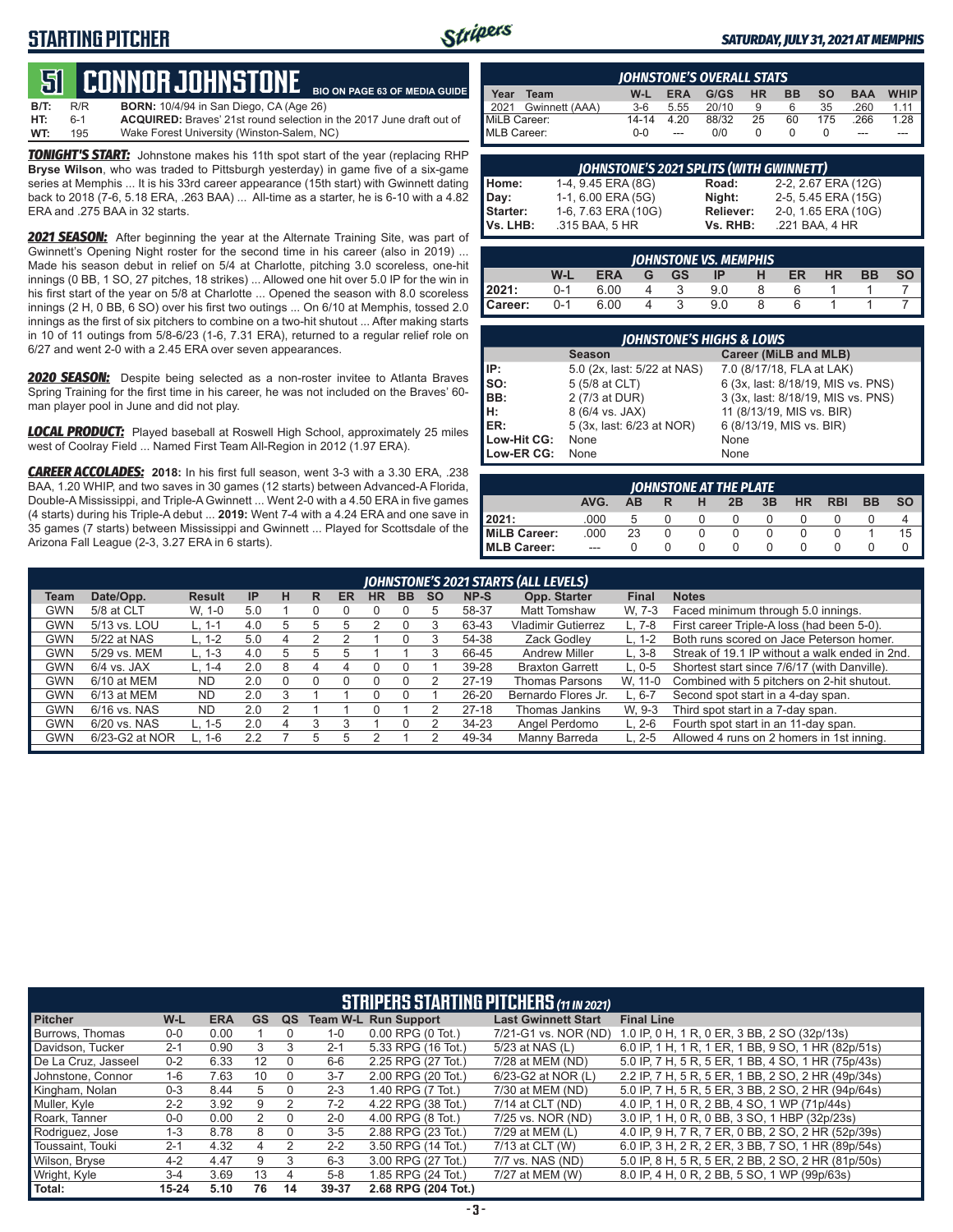## STARTING PITCHER

*SATURDAY, JULY 31, 2021 AT MEMPHIS*

# 51 CONNOR JOHNSTONE

BIO ON PAGE 63 OF MEDIA GUIDE

**B/T:** R/R **BORN:** 10/4/94 in San Diego, CA (Age 26)
**HT:** 6-1 **ACQUIRED:** Braves' 21st round selection in the 2017 June draft out of
**WT:** 195 Wake Forest University (Winston-Salem, NC)

***TONIGHT'S START:*** Johnstone makes his 11th spot start of the year (replacing RHP **Bryse Wilson**, who was traded to Pittsburgh yesterday) in game five of a six-game series at Memphis ... It is his 33rd career appearance (15th start) with Gwinnett dating back to 2018 (7-6, 5.18 ERA, .263 BAA) ... All-time as a starter, he is 6-10 with a 4.82 ERA and .275 BAA in 32 starts.

***2021 SEASON:*** After beginning the year at the Alternate Training Site, was part of Gwinnett's Opening Night roster for the second time in his career (also in 2019) ... Made his season debut in relief on 5/4 at Charlotte, pitching 3.0 scoreless, one-hit innings (0 BB, 1 SO, 27 pitches, 18 strikes) ... Allowed one hit over 5.0 IP for the win in his first start of the year on 5/8 at Charlotte ... Opened the season with 8.0 scoreless innings (2 H, 0 BB, 6 SO) over his first two outings ... On 6/10 at Memphis, tossed 2.0 innings as the first of six pitchers to combine on a two-hit shutout ... After making starts in 10 of 11 outings from 5/8-6/23 (1-6, 7.31 ERA), returned to a regular relief role on 6/27 and went 2-0 with a 2.45 ERA over seven appearances.

***2020 SEASON:*** Despite being selected as a non-roster invitee to Atlanta Braves Spring Training for the first time in his career, he was not included on the Braves' 60-man player pool in June and did not play.

***LOCAL PRODUCT:*** Played baseball at Roswell High School, approximately 25 miles west of Coolray Field ... Named First Team All-Region in 2012 (1.97 ERA).

***CAREER ACCOLADES:*** **2018:** In his first full season, went 3-3 with a 3.30 ERA, .238 BAA, 1.20 WHIP, and two saves in 30 games (12 starts) between Advanced-A Florida, Double-A Mississippi, and Triple-A Gwinnett ... Went 2-0 with a 4.50 ERA in five games (4 starts) during his Triple-A debut ... **2019:** Went 7-4 with a 4.24 ERA and one save in 35 games (7 starts) between Mississippi and Gwinnett ... Played for Scottsdale of the Arizona Fall League (2-3, 3.27 ERA in 6 starts).

### JOHNSTONE'S OVERALL STATS

| Year | Team | W-L | ERA | G/GS | HR | BB | SO | BAA | WHIP |
|---|---|---|---|---|---|---|---|---|---|
| 2021 | Gwinnett (AAA) | 3-6 | 5.55 | 20/10 | 9 | 6 | 35 | .260 | 1.11 |
| MiLB Career: | | 14-14 | 4.20 | 88/32 | 25 | 60 | 175 | .266 | 1.28 |
| MLB Career: | | 0-0 | --- | 0/0 | 0 | 0 | 0 | --- | --- |

### JOHNSTONE'S 2021 SPLITS (WITH GWINNETT)

| | | | |
|---|---|---|---|
| Home: | 1-4, 9.45 ERA (8G) | Road: | 2-2, 2.67 ERA (12G) |
| Day: | 1-1, 6.00 ERA (5G) | Night: | 2-5, 5.45 ERA (15G) |
| Starter: | 1-6, 7.63 ERA (10G) | Reliever: | 2-0, 1.65 ERA (10G) |
| Vs. LHB: | .315 BAA, 5 HR | Vs. RHB: | .221 BAA, 4 HR |

### JOHNSTONE VS. MEMPHIS

| | W-L | ERA | G | GS | IP | H | ER | HR | BB | SO |
|---|---|---|---|---|---|---|---|---|---|---|
| 2021: | 0-1 | 6.00 | 4 | 3 | 9.0 | 8 | 6 | 1 | 1 | 7 |
| Career: | 0-1 | 6.00 | 4 | 3 | 9.0 | 8 | 6 | 1 | 1 | 7 |

### JOHNSTONE'S HIGHS & LOWS

| | Season | Career (MiLB and MLB) |
|---|---|---|
| IP: | 5.0 (2x, last: 5/22 at NAS) | 7.0 (8/17/18, FLA at LAK) |
| SO: | 5 (5/8 at CLT) | 6 (3x, last: 8/18/19, MIS vs. PNS) |
| BB: | 2 (7/3 at DUR) | 3 (3x, last: 8/18/19, MIS vs. PNS) |
| H: | 8 (6/4 vs. JAX) | 11 (8/13/19, MIS vs. BIR) |
| ER: | 5 (3x, last: 6/23 at NOR) | 6 (8/13/19, MIS vs. BIR) |
| Low-Hit CG: | None | None |
| Low-ER CG: | None | None |

### JOHNSTONE AT THE PLATE

| | AVG. | AB | R | H | 2B | 3B | HR | RBI | BB | SO |
|---|---|---|---|---|---|---|---|---|---|---|
| 2021: | .000 | 5 | 0 | 0 | 0 | 0 | 0 | 0 | 0 | 4 |
| MiLB Career: | .000 | 23 | 0 | 0 | 0 | 0 | 0 | 0 | 1 | 15 |
| MLB Career: | --- | 0 | 0 | 0 | 0 | 0 | 0 | 0 | 0 | 0 |

### JOHNSTONE'S 2021 STARTS (ALL LEVELS)

| Team | Date/Opp. | Result | IP | H | R | ER | HR | BB | SO | NP-S | Opp. Starter | Final | Notes |
|---|---|---|---|---|---|---|---|---|---|---|---|---|---|
| GWN | 5/8 at CLT | W, 1-0 | 5.0 | 1 | 0 | 0 | 0 | 0 | 5 | 58-37 | Matt Tomshaw | W, 7-3 | Faced minimum through 5.0 innings. |
| GWN | 5/13 vs. LOU | L, 1-1 | 4.0 | 5 | 5 | 5 | 2 | 0 | 3 | 63-43 | Vladimir Gutierrez | L, 7-8 | First career Triple-A loss (had been 5-0). |
| GWN | 5/22 at NAS | L, 1-2 | 5.0 | 4 | 2 | 2 | 1 | 0 | 3 | 54-38 | Zack Godley | L, 1-2 | Both runs scored on Jace Peterson homer. |
| GWN | 5/29 vs. MEM | L, 1-3 | 4.0 | 5 | 5 | 5 | 1 | 1 | 3 | 66-45 | Andrew Miller | L, 3-8 | Streak of 19.1 IP without a walk ended in 2nd. |
| GWN | 6/4 vs. JAX | L, 1-4 | 2.0 | 8 | 4 | 4 | 0 | 0 | 1 | 39-28 | Braxton Garrett | L, 0-5 | Shortest start since 7/6/17 (with Danville). |
| GWN | 6/10 at MEM | ND | 2.0 | 0 | 0 | 0 | 0 | 0 | 2 | 27-19 | Thomas Parsons | W, 11-0 | Combined with 5 pitchers on 2-hit shutout. |
| GWN | 6/13 at MEM | ND | 2.0 | 3 | 1 | 1 | 0 | 0 | 1 | 26-20 | Bernardo Flores Jr. | L, 6-7 | Second spot start in a 4-day span. |
| GWN | 6/16 vs. NAS | ND | 2.0 | 2 | 1 | 1 | 0 | 1 | 1 | 27-18 | Thomas Jankins | W, 9-3 | Third spot start in a 7-day span. |
| GWN | 6/20 vs. NAS | L, 1-5 | 2.0 | 4 | 3 | 3 | 1 | 0 | 2 | 34-23 | Angel Perdomo | L, 2-6 | Fourth spot start in an 11-day span. |
| GWN | 6/23-G2 at NOR | L, 1-6 | 2.2 | 7 | 5 | 5 | 2 | 1 | 2 | 49-34 | Manny Barreda | L, 2-5 | Allowed 4 runs on 2 homers in 1st inning. |

### STRIPERS STARTING PITCHERS (11 IN 2021)

| Pitcher | W-L | ERA | GS | QS | Team W-L | Run Support | Last Gwinnett Start | Final Line |
|---|---|---|---|---|---|---|---|---|
| Burrows, Thomas | 0-0 | 0.00 | 1 | 0 | 1-0 | 0.00 RPG (0 Tot.) | 7/21-G1 vs. NOR (ND) | 1.0 IP, 0 H, 1 R, 0 ER, 3 BB, 2 SO (32p/13s) |
| Davidson, Tucker | 2-1 | 0.90 | 3 | 3 | 2-1 | 5.33 RPG (16 Tot.) | 5/23 at NAS (L) | 6.0 IP, 1 H, 1 R, 1 ER, 1 BB, 9 SO, 1 HR (82p/51s) |
| De La Cruz, Jasseel | 0-2 | 6.33 | 12 | 0 | 6-6 | 2.25 RPG (27 Tot.) | 7/28 at MEM (ND) | 5.0 IP, 7 H, 5 R, 5 ER, 1 BB, 4 SO, 1 HR (75p/43s) |
| Johnstone, Connor | 1-6 | 7.63 | 10 | 0 | 3-7 | 2.00 RPG (20 Tot.) | 6/23-G2 at NOR (L) | 2.2 IP, 7 H, 5 R, 5 ER, 1 BB, 2 SO, 2 HR (49p/34s) |
| Kingham, Nolan | 0-3 | 8.44 | 5 | 0 | 2-3 | 1.40 RPG (7 Tot.) | 7/30 at MEM (ND) | 5.0 IP, 7 H, 5 R, 5 ER, 3 BB, 2 SO, 2 HR (94p/64s) |
| Muller, Kyle | 2-2 | 3.92 | 9 | 2 | 7-2 | 4.22 RPG (38 Tot.) | 7/14 at CLT (ND) | 4.0 IP, 1 H, 0 R, 2 BB, 4 SO, 1 WP (71p/44s) |
| Roark, Tanner | 0-0 | 0.00 | 2 | 0 | 2-0 | 4.00 RPG (8 Tot.) | 7/25 vs. NOR (ND) | 3.0 IP, 1 H, 0 R, 0 BB, 3 SO, 1 HBP (32p/23s) |
| Rodriguez, Jose | 1-3 | 8.78 | 8 | 0 | 3-5 | 2.88 RPG (23 Tot.) | 7/29 at MEM (L) | 4.0 IP, 9 H, 7 R, 7 ER, 0 BB, 2 SO, 2 HR (52p/39s) |
| Toussaint, Touki | 2-1 | 4.32 | 4 | 2 | 2-2 | 3.50 RPG (14 Tot.) | 7/13 at CLT (W) | 6.0 IP, 3 H, 2 R, 2 ER, 3 BB, 7 SO, 1 HR (89p/54s) |
| Wilson, Bryse | 4-2 | 4.47 | 9 | 3 | 6-3 | 3.00 RPG (27 Tot.) | 7/7 vs. NAS (ND) | 5.0 IP, 8 H, 5 R, 5 ER, 2 BB, 2 SO, 2 HR (81p/50s) |
| Wright, Kyle | 3-4 | 3.69 | 13 | 4 | 5-8 | 1.85 RPG (24 Tot.) | 7/27 at MEM (W) | 8.0 IP, 4 H, 0 R, 2 BB, 5 SO, 1 WP (99p/63s) |
| Total: | 15-24 | 5.10 | 76 | 14 | 39-37 | 2.68 RPG (204 Tot.) | | |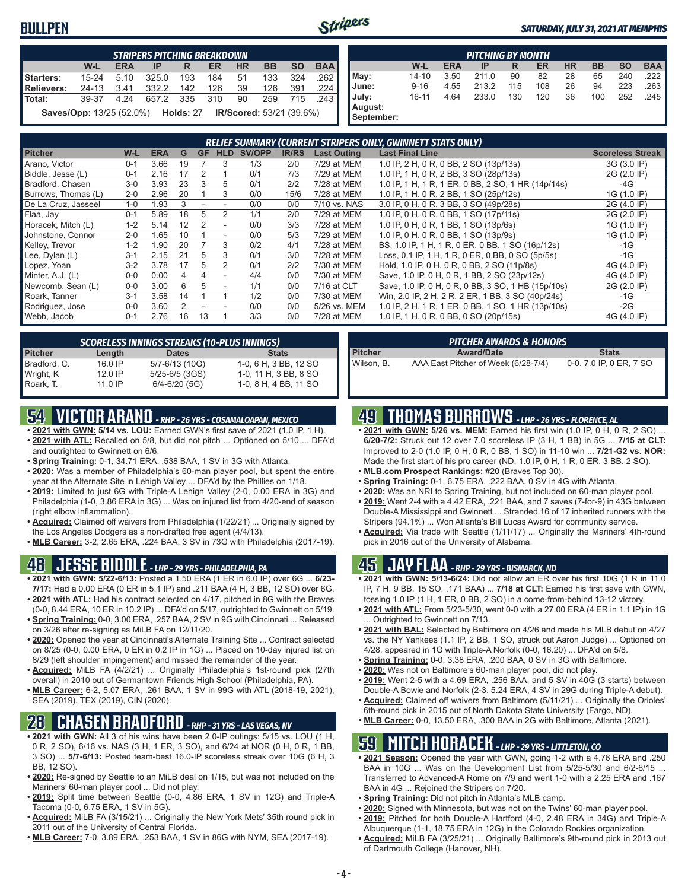## BULLPEN

*SATURDAY, JULY 31, 2021 AT MEMPHIS*

| STRIPERS PITCHING BREAKDOWN | W-L | ERA | IP | R | ER | HR | BB | SO | BAA |
|---|---|---|---|---|---|---|---|---|---|
| Starters: | 15-24 | 5.10 | 325.0 | 193 | 184 | 51 | 133 | 324 | .262 |
| Relievers: | 24-13 | 3.41 | 332.2 | 142 | 126 | 39 | 126 | 391 | .224 |
| Total: | 39-37 | 4.24 | 657.2 | 335 | 310 | 90 | 259 | 715 | .243 |

**Saves/Opp:** 13/25 (52.0%) **Holds:** 27 **IR/Scored:** 53/21 (39.6%)

| PITCHING BY MONTH | W-L | ERA | IP | R | ER | HR | BB | SO | BAA |
|---|---|---|---|---|---|---|---|---|---|
| May: | 14-10 | 3.50 | 211.0 | 90 | 82 | 28 | 65 | 240 | .222 |
| June: | 9-16 | 4.55 | 213.2 | 115 | 108 | 26 | 94 | 223 | .263 |
| July: | 16-11 | 4.64 | 233.0 | 130 | 120 | 36 | 100 | 252 | .245 |
| August: | | | | | | | | | |
| September: | | | | | | | | | |

### RELIEF SUMMARY (CURRENT STRIPERS ONLY, GWINNETT STATS ONLY)

| Pitcher | W-L | ERA | G | GF | HLD | SV/OPP | IR/RS | Last Outing | Last Final Line | Scoreless Streak |
|---|---|---|---|---|---|---|---|---|---|---|
| Arano, Victor | 0-1 | 3.66 | 19 | 7 | 3 | 1/3 | 2/0 | 7/29 at MEM | 1.0 IP, 2 H, 0 R, 0 BB, 2 SO (13p/13s) | 3G (3.0 IP) |
| Biddle, Jesse (L) | 0-1 | 2.16 | 17 | 2 | 1 | 0/1 | 7/3 | 7/29 at MEM | 1.0 IP, 1 H, 0 R, 2 BB, 3 SO (28p/13s) | 2G (2.0 IP) |
| Bradford, Chasen | 3-0 | 3.93 | 23 | 3 | 5 | 0/1 | 2/2 | 7/28 at MEM | 1.0 IP, 1 H, 1 R, 1 ER, 0 BB, 2 SO, 1 HR (14p/14s) | -4G |
| Burrows, Thomas (L) | 2-0 | 2.96 | 20 | 1 | 3 | 0/0 | 15/6 | 7/28 at MEM | 1.0 IP, 1 H, 0 R, 2 BB, 1 SO (25p/12s) | 1G (1.0 IP) |
| De La Cruz, Jasseel | 1-0 | 1.93 | 3 | - | - | 0/0 | 0/0 | 7/10 vs. NAS | 3.0 IP, 0 H, 0 R, 3 BB, 3 SO (49p/28s) | 2G (4.0 IP) |
| Flaa, Jay | 0-1 | 5.89 | 18 | 5 | 2 | 1/1 | 2/0 | 7/29 at MEM | 1.0 IP, 0 H, 0 R, 0 BB, 1 SO (17p/11s) | 2G (2.0 IP) |
| Horacek, Mitch (L) | 1-2 | 5.14 | 12 | 2 | - | 0/0 | 3/3 | 7/28 at MEM | 1.0 IP, 0 H, 0 R, 1 BB, 1 SO (13p/6s) | 1G (1.0 IP) |
| Johnstone, Connor | 2-0 | 1.65 | 10 | 1 | - | 0/0 | 5/3 | 7/29 at MEM | 1.0 IP, 0 H, 0 R, 0 BB, 1 SO (13p/9s) | 1G (1.0 IP) |
| Kelley, Trevor | 1-2 | 1.90 | 20 | 7 | 3 | 0/2 | 4/1 | 7/28 at MEM | BS, 1.0 IP, 1 H, 1 R, 0 ER, 0 BB, 1 SO (16p/12s) | -1G |
| Lee, Dylan (L) | 3-1 | 2.15 | 21 | 5 | 3 | 0/1 | 3/0 | 7/28 at MEM | Loss, 0.1 IP, 1 H, 1 R, 0 ER, 0 BB, 0 SO (5p/5s) | -1G |
| Lopez, Yoan | 3-2 | 3.78 | 17 | 5 | 2 | 0/1 | 2/2 | 7/30 at MEM | Hold, 1.0 IP, 0 H, 0 R, 0 BB, 2 SO (11p/8s) | 2G (4.0 IP) |
| Minter, A.J. (L) | 0-0 | 0.00 | 4 | 4 | - | 4/4 | 0/0 | 7/30 at MEM | Save, 1.0 IP, 0 H, 0 R, 1 BB, 2 SO (23p/12s) | 4G (4.0 IP) |
| Newcomb, Sean (L) | 0-0 | 3.00 | 6 | 5 | - | 1/1 | 0/0 | 7/16 at CLT | Save, 1.0 IP, 0 H, 0 R, 0 BB, 3 SO, 1 HB (15p/10s) | 2G (2.0 IP) |
| Roark, Tanner | 3-1 | 3.58 | 14 | 1 | 1 | 1/2 | 0/0 | 7/30 at MEM | Win, 2.0 IP, 2 H, 2 R, 2 ER, 1 BB, 3 SO (40p/24s) | -1G |
| Rodriguez, Jose | 0-0 | 3.60 | 2 | - | - | 0/0 | 0/0 | 5/26 vs. MEM | 1.0 IP, 2 H, 1 R, 1 ER, 0 BB, 1 SO, 1 HR (13p/10s) | -2G |
| Webb, Jacob | 0-1 | 2.76 | 16 | 13 | 1 | 3/3 | 0/0 | 7/28 at MEM | 1.0 IP, 1 H, 0 R, 0 BB, 0 SO (20p/15s) | 4G (4.0 IP) |

### SCORELESS INNINGS STREAKS (10-PLUS INNINGS)

| Pitcher | Length | Dates | Stats |
|---|---|---|---|
| Bradford, C. | 16.0 IP | 5/7-6/13 (10G) | 1-0, 6 H, 3 BB, 12 SO |
| Wright, K | 12.0 IP | 5/25-6/5 (3GS) | 1-0, 11 H, 3 BB, 8 SO |
| Roark, T. | 11.0 IP | 6/4-6/20 (5G) | 1-0, 8 H, 4 BB, 11 SO |

### PITCHER AWARDS & HONORS

| Pitcher | Award/Date | Stats |
|---|---|---|
| Wilson, B. | AAA East Pitcher of Week (6/28-7/4) | 0-0, 7.0 IP, 0 ER, 7 SO |

## 54 VICTOR ARANO - RHP - 26 YRS - COSAMALOAPAN, MEXICO

- **2021 with GWN: 5/14 vs. LOU:** Earned GWN's first save of 2021 (1.0 IP, 1 H).
- **2021 with ATL:** Recalled on 5/8, but did not pitch ... Optioned on 5/10 ... DFA'd and outrighted to Gwinnett on 6/6.
- **Spring Training:** 0-1, 34.71 ERA, .538 BAA, 1 SV in 3G with Atlanta.
- **2020:** Was a member of Philadelphia's 60-man player pool, but spent the entire year at the Alternate Site in Lehigh Valley ... DFA'd by the Phillies on 1/18.
- **2019:** Limited to just 6G with Triple-A Lehigh Valley (2-0, 0.00 ERA in 3G) and Philadelphia (1-0, 3.86 ERA in 3G) ... Was on injured list from 4/20-end of season (right elbow inflammation).
- **Acquired:** Claimed off waivers from Philadelphia (1/22/21) ... Originally signed by the Los Angeles Dodgers as a non-drafted free agent (4/4/13).
- **MLB Career:** 3-2, 2.65 ERA, .224 BAA, 3 SV in 73G with Philadelphia (2017-19).

## 48 JESSE BIDDLE - LHP - 29 YRS - PHILADELPHIA, PA

- **2021 with GWN: 5/22-6/13:** Posted a 1.50 ERA (1 ER in 6.0 IP) over 6G ... **6/23-7/17:** Had a 0.00 ERA (0 ER in 5.1 IP) and .211 BAA (4 H, 3 BB, 12 SO) over 6G.
- **2021 with ATL:** Had his contract selected on 4/17, pitched in 8G with the Braves (0-0, 8.44 ERA, 10 ER in 10.2 IP) ... DFA'd on 5/17, outrighted to Gwinnett on 5/19.
- **Spring Training:** 0-0, 3.00 ERA, .257 BAA, 2 SV in 9G with Cincinnati ... Released on 3/26 after re-signing as MiLB FA on 12/11/20.
- **2020:** Opened the year at Cincinnati's Alternate Training Site ... Contract selected on 8/25 (0-0, 0.00 ERA, 0 ER in 0.2 IP in 1G) ... Placed on 10-day injured list on 8/29 (left shoulder impingement) and missed the remainder of the year.
- **Acquired:** MiLB FA (4/2/21) ... Originally Philadelphia's 1st-round pick (27th overall) in 2010 out of Germantown Friends High School (Philadelphia, PA).
- **MLB Career:** 6-2, 5.07 ERA, .261 BAA, 1 SV in 99G with ATL (2018-19, 2021), SEA (2019), TEX (2019), CIN (2020).

## 28 CHASEN BRADFORD - RHP - 31 YRS - LAS VEGAS, NV

- **2021 with GWN:** All 3 of his wins have been 2.0-IP outings: 5/15 vs. LOU (1 H, 0 R, 2 SO), 6/16 vs. NAS (3 H, 1 ER, 3 SO), and 6/24 at NOR (0 H, 0 R, 1 BB, 3 SO) ... **5/7-6/13:** Posted team-best 16.0-IP scoreless streak over 10G (6 H, 3 BB, 12 SO).
- **2020:** Re-signed by Seattle to an MiLB deal on 1/15, but was not included on the Mariners' 60-man player pool ... Did not play.
- **2019:** Split time between Seattle (0-0, 4.86 ERA, 1 SV in 12G) and Triple-A Tacoma (0-0, 6.75 ERA, 1 SV in 5G).
- **Acquired:** MiLB FA (3/15/21) ... Originally the New York Mets' 35th round pick in 2011 out of the University of Central Florida.
- **MLB Career:** 7-0, 3.89 ERA, .253 BAA, 1 SV in 86G with NYM, SEA (2017-19).

## 49 THOMAS BURROWS - LHP - 26 YRS - FLORENCE, AL

- **2021 with GWN: 5/26 vs. MEM:** Earned his first win (1.0 IP, 0 H, 0 R, 2 SO) ... **6/20-7/2:** Struck out 12 over 7.0 scoreless IP (3 H, 1 BB) in 5G ... **7/15 at CLT:** Improved to 2-0 (1.0 IP, 0 H, 0 R, 0 BB, 1 SO) in 11-10 win ... **7/21-G2 vs. NOR:** Made the first start of his pro career (ND, 1.0 IP, 0 H, 1 R, 0 ER, 3 BB, 2 SO).
- **MLB.com Prospect Rankings:** #20 (Braves Top 30).
- **Spring Training:** 0-1, 6.75 ERA, .222 BAA, 0 SV in 4G with Atlanta.
- **2020:** Was an NRI to Spring Training, but not included on 60-man player pool.
- **2019:** Went 2-4 with a 4.42 ERA, .221 BAA, and 7 saves (7-for-9) in 43G between Double-A Mississippi and Gwinnett ... Stranded 16 of 17 inherited runners with the Stripers (94.1%) ... Won Atlanta's Bill Lucas Award for community service.
- **Acquired:** Via trade with Seattle (1/11/17) ... Originally the Mariners' 4th-round pick in 2016 out of the University of Alabama.

## 45 JAY FLAA - RHP - 29 YRS - BISMARCK, ND

- **2021 with GWN: 5/13-6/24:** Did not allow an ER over his first 10G (1 R in 11.0 IP, 7 H, 9 BB, 15 SO, .171 BAA) ... **7/18 at CLT:** Earned his first save with GWN, tossing 1.0 IP (1 H, 1 ER, 0 BB, 2 SO) in a come-from-behind 13-12 victory.
- **2021 with ATL:** From 5/23-5/30, went 0-0 with a 27.00 ERA (4 ER in 1.1 IP) in 1G ... Outrighted to Gwinnett on 7/13.
- **2021 with BAL:** Selected by Baltimore on 4/26 and made his MLB debut on 4/27 vs. the NY Yankees (1.1 IP, 2 BB, 1 SO, struck out Aaron Judge) ... Optioned on 4/28, appeared in 1G with Triple-A Norfolk (0-0, 16.20) ... DFA'd on 5/8.
- **Spring Training:** 0-0, 3.38 ERA, .200 BAA, 0 SV in 3G with Baltimore.
- **2020:** Was not on Baltimore's 60-man player pool, did not play.
- **2019:** Went 2-5 with a 4.69 ERA, .256 BAA, and 5 SV in 40G (3 starts) between Double-A Bowie and Norfolk (2-3, 5.24 ERA, 4 SV in 29G during Triple-A debut).
- **Acquired:** Claimed off waivers from Baltimore (5/11/21) ... Originally the Orioles' 6th-round pick in 2015 out of North Dakota State University (Fargo, ND).
- **MLB Career:** 0-0, 13.50 ERA, .300 BAA in 2G with Baltimore, Atlanta (2021).

## 59 MITCH HORACEK - LHP - 29 YRS - LITTLETON, CO

- **2021 Season:** Opened the year with GWN, going 1-2 with a 4.76 ERA and .250 BAA in 10G ... Was on the Development List from 5/25-5/30 and 6/2-6/15 ... Transferred to Advanced-A Rome on 7/9 and went 1-0 with a 2.25 ERA and .167 BAA in 4G ... Rejoined the Stripers on 7/20.
- **Spring Training:** Did not pitch in Atlanta's MLB camp.
- **2020:** Signed with Minnesota, but was not on the Twins' 60-man player pool.
- **2019:** Pitched for both Double-A Hartford (4-0, 2.48 ERA in 34G) and Triple-A Albuquerque (1-1, 18.75 ERA in 12G) in the Colorado Rockies organization.
- **Acquired:** MiLB FA (3/25/21) ... Originally Baltimore's 9th-round pick in 2013 out of Dartmouth College (Hanover, NH).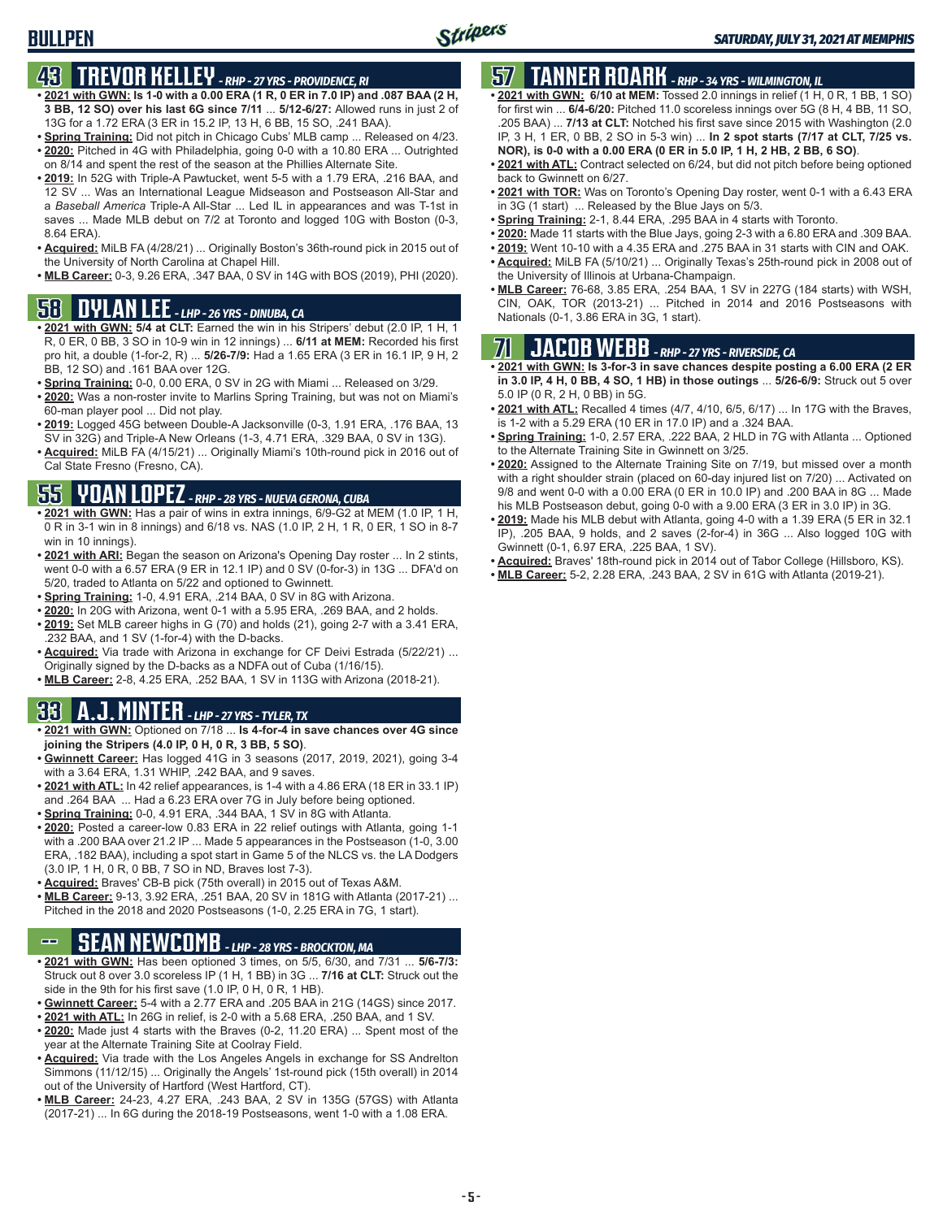# BULLPEN

## 43 TREVOR KELLEY - RHP - 27 YRS - PROVIDENCE, RI

- **2021 with GWN: Is 1-0 with a 0.00 ERA (1 R, 0 ER in 7.0 IP) and .087 BAA (2 H, 3 BB, 12 SO) over his last 6G since 7/11** ... **5/12-6/27:** Allowed runs in just 2 of 13G for a 1.72 ERA (3 ER in 15.2 IP, 13 H, 6 BB, 15 SO, .241 BAA).
- **Spring Training:** Did not pitch in Chicago Cubs' MLB camp ... Released on 4/23.
- **2020:** Pitched in 4G with Philadelphia, going 0-0 with a 10.80 ERA ... Outrighted on 8/14 and spent the rest of the season at the Phillies Alternate Site.
- **2019:** In 52G with Triple-A Pawtucket, went 5-5 with a 1.79 ERA, .216 BAA, and 12 SV ... Was an International League Midseason and Postseason All-Star and a *Baseball America* Triple-A All-Star ... Led IL in appearances and was T-1st in saves ... Made MLB debut on 7/2 at Toronto and logged 10G with Boston (0-3, 8.64 ERA).
- **Acquired:** MiLB FA (4/28/21) ... Originally Boston's 36th-round pick in 2015 out of the University of North Carolina at Chapel Hill.
- **MLB Career:** 0-3, 9.26 ERA, .347 BAA, 0 SV in 14G with BOS (2019), PHI (2020).

## 58 DYLAN LEE - LHP - 26 YRS - DINUBA, CA

- **2021 with GWN: 5/4 at CLT:** Earned the win in his Stripers' debut (2.0 IP, 1 H, 1 R, 0 ER, 0 BB, 3 SO in 10-9 win in 12 innings) ... **6/11 at MEM:** Recorded his first pro hit, a double (1-for-2, R) ... **5/26-7/9:** Had a 1.65 ERA (3 ER in 16.1 IP, 9 H, 2 BB, 12 SO) and .161 BAA over 12G.
- **Spring Training:** 0-0, 0.00 ERA, 0 SV in 2G with Miami ... Released on 3/29.
- **2020:** Was a non-roster invite to Marlins Spring Training, but was not on Miami's 60-man player pool ... Did not play.
- **2019:** Logged 45G between Double-A Jacksonville (0-3, 1.91 ERA, .176 BAA, 13 SV in 32G) and Triple-A New Orleans (1-3, 4.71 ERA, .329 BAA, 0 SV in 13G).
- **Acquired:** MiLB FA (4/15/21) ... Originally Miami's 10th-round pick in 2016 out of Cal State Fresno (Fresno, CA).

## 55 YOAN LOPEZ - RHP - 28 YRS - NUEVA GERONA, CUBA

- **2021 with GWN:** Has a pair of wins in extra innings, 6/9-G2 at MEM (1.0 IP, 1 H, 0 R in 3-1 win in 8 innings) and 6/18 vs. NAS (1.0 IP, 2 H, 1 R, 0 ER, 1 SO in 8-7 win in 10 innings).
- **2021 with ARI:** Began the season on Arizona's Opening Day roster ... In 2 stints, went 0-0 with a 6.57 ERA (9 ER in 12.1 IP) and 0 SV (0-for-3) in 13G ... DFA'd on 5/20, traded to Atlanta on 5/22 and optioned to Gwinnett.
- **Spring Training:** 1-0, 4.91 ERA, .214 BAA, 0 SV in 8G with Arizona.
- **2020:** In 20G with Arizona, went 0-1 with a 5.95 ERA, .269 BAA, and 2 holds.
- **2019:** Set MLB career highs in G (70) and holds (21), going 2-7 with a 3.41 ERA, .232 BAA, and 1 SV (1-for-4) with the D-backs.
- **Acquired:** Via trade with Arizona in exchange for CF Deivi Estrada (5/22/21) ... Originally signed by the D-backs as a NDFA out of Cuba (1/16/15).
- **MLB Career:** 2-8, 4.25 ERA, .252 BAA, 1 SV in 113G with Arizona (2018-21).

## 33 A.J. MINTER - LHP - 27 YRS - TYLER, TX

- **2021 with GWN:** Optioned on 7/18 ... **Is 4-for-4 in save chances over 4G since joining the Stripers (4.0 IP, 0 H, 0 R, 3 BB, 5 SO)**.
- **Gwinnett Career:** Has logged 41G in 3 seasons (2017, 2019, 2021), going 3-4 with a 3.64 ERA, 1.31 WHIP, .242 BAA, and 9 saves.
- **2021 with ATL:** In 42 relief appearances, is 1-4 with a 4.86 ERA (18 ER in 33.1 IP) and .264 BAA ... Had a 6.23 ERA over 7G in July before being optioned.
- **Spring Training:** 0-0, 4.91 ERA, .344 BAA, 1 SV in 8G with Atlanta.
- **2020:** Posted a career-low 0.83 ERA in 22 relief outings with Atlanta, going 1-1 with a .200 BAA over 21.2 IP ... Made 5 appearances in the Postseason (1-0, 3.00 ERA, .182 BAA), including a spot start in Game 5 of the NLCS vs. the LA Dodgers (3.0 IP, 1 H, 0 R, 0 BB, 7 SO in ND, Braves lost 7-3).
- **Acquired:** Braves' CB-B pick (75th overall) in 2015 out of Texas A&M.
- **MLB Career:** 9-13, 3.92 ERA, .251 BAA, 20 SV in 181G with Atlanta (2017-21) ... Pitched in the 2018 and 2020 Postseasons (1-0, 2.25 ERA in 7G, 1 start).

## -- SEAN NEWCOMB - LHP - 28 YRS - BROCKTON, MA

- **2021 with GWN:** Has been optioned 3 times, on 5/5, 6/30, and 7/31 ... **5/6-7/3:** Struck out 8 over 3.0 scoreless IP (1 H, 1 BB) in 3G ... **7/16 at CLT:** Struck out the side in the 9th for his first save (1.0 IP, 0 H, 0 R, 1 HB).
- **Gwinnett Career:** 5-4 with a 2.77 ERA and .205 BAA in 21G (14GS) since 2017.
- **2021 with ATL:** In 26G in relief, is 2-0 with a 5.68 ERA, .250 BAA, and 1 SV.
- **2020:** Made just 4 starts with the Braves (0-2, 11.20 ERA) ... Spent most of the year at the Alternate Training Site at Coolray Field.
- **Acquired:** Via trade with the Los Angeles Angels in exchange for SS Andrelton Simmons (11/12/15) ... Originally the Angels' 1st-round pick (15th overall) in 2014 out of the University of Hartford (West Hartford, CT).
- **MLB Career:** 24-23, 4.27 ERA, .243 BAA, 2 SV in 135G (57GS) with Atlanta (2017-21) ... In 6G during the 2018-19 Postseasons, went 1-0 with a 1.08 ERA.

## 57 TANNER ROARK - RHP - 34 YRS - WILMINGTON, IL

- **2021 with GWN: 6/10 at MEM:** Tossed 2.0 innings in relief (1 H, 0 R, 1 BB, 1 SO) for first win ... **6/4-6/20:** Pitched 11.0 scoreless innings over 5G (8 H, 4 BB, 11 SO, .205 BAA) ... **7/13 at CLT:** Notched his first save since 2015 with Washington (2.0 IP, 3 H, 1 ER, 0 BB, 2 SO in 5-3 win) ... **In 2 spot starts (7/17 at CLT, 7/25 vs. NOR), is 0-0 with a 0.00 ERA (0 ER in 5.0 IP, 1 H, 2 HB, 2 BB, 6 SO)**.
- **2021 with ATL:** Contract selected on 6/24, but did not pitch before being optioned back to Gwinnett on 6/27.
- **2021 with TOR:** Was on Toronto's Opening Day roster, went 0-1 with a 6.43 ERA in 3G (1 start) ... Released by the Blue Jays on 5/3.
- **Spring Training:** 2-1, 8.44 ERA, .295 BAA in 4 starts with Toronto.
- **2020:** Made 11 starts with the Blue Jays, going 2-3 with a 6.80 ERA and .309 BAA.
- **2019:** Went 10-10 with a 4.35 ERA and .275 BAA in 31 starts with CIN and OAK.
- **Acquired:** MiLB FA (5/10/21) ... Originally Texas's 25th-round pick in 2008 out of the University of Illinois at Urbana-Champaign.
- **MLB Career:** 76-68, 3.85 ERA, .254 BAA, 1 SV in 227G (184 starts) with WSH, CIN, OAK, TOR (2013-21) ... Pitched in 2014 and 2016 Postseasons with Nationals (0-1, 3.86 ERA in 3G, 1 start).

## 71 JACOB WEBB - RHP - 27 YRS - RIVERSIDE, CA

- **2021 with GWN: Is 3-for-3 in save chances despite posting a 6.00 ERA (2 ER in 3.0 IP, 4 H, 0 BB, 4 SO, 1 HB) in those outings** ... **5/26-6/9:** Struck out 5 over 5.0 IP (0 R, 2 H, 0 BB) in 5G.
- **2021 with ATL:** Recalled 4 times (4/7, 4/10, 6/5, 6/17) ... In 17G with the Braves, is 1-2 with a 5.29 ERA (10 ER in 17.0 IP) and a .324 BAA.
- **Spring Training:** 1-0, 2.57 ERA, .222 BAA, 2 HLD in 7G with Atlanta ... Optioned to the Alternate Training Site in Gwinnett on 3/25.
- **2020:** Assigned to the Alternate Training Site on 7/19, but missed over a month with a right shoulder strain (placed on 60-day injured list on 7/20) ... Activated on 9/8 and went 0-0 with a 0.00 ERA (0 ER in 10.0 IP) and .200 BAA in 8G ... Made his MLB Postseason debut, going 0-0 with a 9.00 ERA (3 ER in 3.0 IP) in 3G.
- **2019:** Made his MLB debut with Atlanta, going 4-0 with a 1.39 ERA (5 ER in 32.1 IP), .205 BAA, 9 holds, and 2 saves (2-for-4) in 36G ... Also logged 10G with Gwinnett (0-1, 6.97 ERA, .225 BAA, 1 SV).
- **Acquired:** Braves' 18th-round pick in 2014 out of Tabor College (Hillsboro, KS).
- **MLB Career:** 5-2, 2.28 ERA, .243 BAA, 2 SV in 61G with Atlanta (2019-21).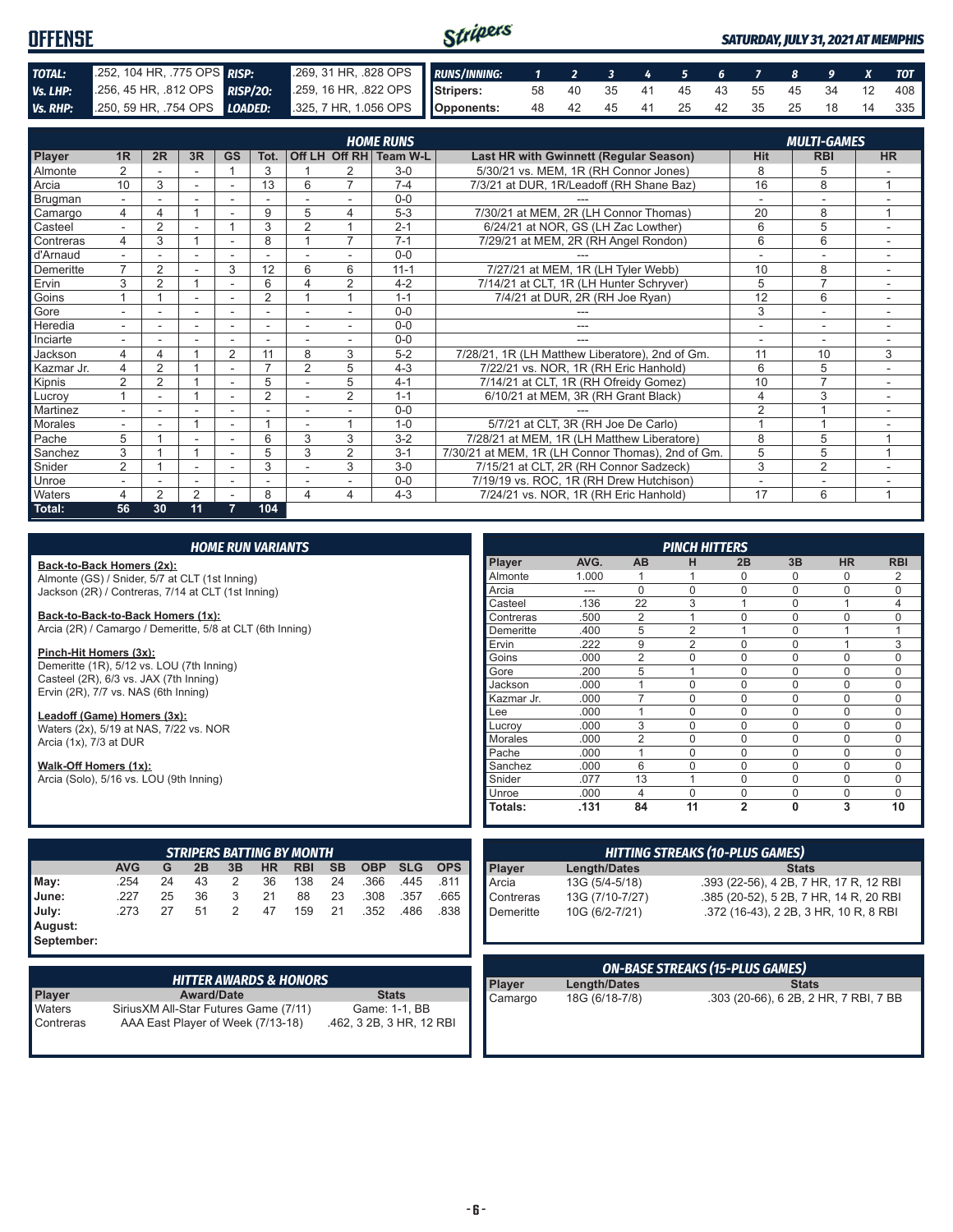# OFFENSE

SATURDAY, JULY 31, 2021 AT MEMPHIS

| | | | |
|---|---|---|---|
| **TOTAL:** | .252, 104 HR, .775 OPS | **RISP:** | .269, 31 HR, .828 OPS |
| **Vs. LHP:** | .256, 45 HR, .812 OPS | **RISP/2O:** | .259, 16 HR, .822 OPS |
| **Vs. RHP:** | .250, 59 HR, .754 OPS | **LOADED:** | .325, 7 HR, 1.056 OPS |

| RUNS/INNING: | 1 | 2 | 3 | 4 | 5 | 6 | 7 | 8 | 9 | X | TOT |
|---|---|---|---|---|---|---|---|---|---|---|---|
| Stripers: | 58 | 40 | 35 | 41 | 45 | 43 | 55 | 45 | 34 | 12 | 408 |
| Opponents: | 48 | 42 | 45 | 41 | 25 | 42 | 35 | 25 | 18 | 14 | 335 |

## HOME RUNS / MULTI-GAMES

| Player | 1R | 2R | 3R | GS | Tot. | Off LH | Off RH | Team W-L | Last HR with Gwinnett (Regular Season) | Hit | RBI | HR |
|---|---|---|---|---|---|---|---|---|---|---|---|---|
| Almonte | 2 | - | - | 1 | 3 | 1 | 2 | 3-0 | 5/30/21 vs. MEM, 1R (RH Connor Jones) | 8 | 5 | - |
| Arcia | 10 | 3 | - | - | 13 | 6 | 7 | 7-4 | 7/3/21 at DUR, 1R/Leadoff (RH Shane Baz) | 16 | 8 | 1 |
| Brugman | - | - | - | - | - | - | - | 0-0 | --- | - | - | - |
| Camargo | 4 | 4 | 1 | - | 9 | 5 | 4 | 5-3 | 7/30/21 at MEM, 2R (LH Connor Thomas) | 20 | 8 | 1 |
| Casteel | - | 2 | - | 1 | 3 | 2 | 1 | 2-1 | 6/24/21 at NOR, GS (LH Zac Lowther) | 6 | 5 | - |
| Contreras | 4 | 3 | 1 | - | 8 | 1 | 7 | 7-1 | 7/29/21 at MEM, 2R (RH Angel Rondon) | 6 | 6 | - |
| d'Arnaud | - | - | - | - | - | - | - | 0-0 | --- | - | - | - |
| Demeritte | 7 | 2 | - | 3 | 12 | 6 | 6 | 11-1 | 7/27/21 at MEM, 1R (LH Tyler Webb) | 10 | 8 | - |
| Ervin | 3 | 2 | 1 | - | 6 | 4 | 2 | 4-2 | 7/14/21 at CLT, 1R (LH Hunter Schryver) | 5 | 7 | - |
| Goins | 1 | 1 | - | - | 2 | 1 | 1 | 1-1 | 7/4/21 at DUR, 2R (RH Joe Ryan) | 12 | 6 | - |
| Gore | - | - | - | - | - | - | - | 0-0 | --- | 3 | - | - |
| Heredia | - | - | - | - | - | - | - | 0-0 | --- | - | - | - |
| Inciarte | - | - | - | - | - | - | - | 0-0 | --- | - | - | - |
| Jackson | 4 | 4 | 1 | 2 | 11 | 8 | 3 | 5-2 | 7/28/21, 1R (LH Matthew Liberatore), 2nd of Gm. | 11 | 10 | 3 |
| Kazmar Jr. | 4 | 2 | 1 | - | 7 | 2 | 5 | 4-3 | 7/22/21 vs. NOR, 1R (RH Eric Hanhold) | 6 | 5 | - |
| Kipnis | 2 | 2 | 1 | - | 5 | - | 5 | 4-1 | 7/14/21 at CLT, 1R (RH Ofreidy Gomez) | 10 | 7 | - |
| Lucroy | 1 | - | 1 | - | 2 | - | 2 | 1-1 | 6/10/21 at MEM, 3R (RH Grant Black) | 4 | 3 | - |
| Martinez | - | - | - | - | - | - | - | 0-0 | --- | 2 | 1 | - |
| Morales | - | - | 1 | - | 1 | - | 1 | 1-0 | 5/7/21 at CLT, 3R (RH Joe De Carlo) | 1 | 1 | - |
| Pache | 5 | 1 | - | - | 6 | 3 | 3 | 3-2 | 7/28/21 at MEM, 1R (LH Matthew Liberatore) | 8 | 5 | 1 |
| Sanchez | 3 | 1 | 1 | - | 5 | 3 | 2 | 3-1 | 7/30/21 at MEM, 1R (LH Connor Thomas), 2nd of Gm. | 5 | 5 | 1 |
| Snider | 2 | 1 | - | - | 3 | - | 3 | 3-0 | 7/15/21 at CLT, 2R (RH Connor Sadzeck) | 3 | 2 | - |
| Unroe | - | - | - | - | - | - | - | 0-0 | 7/19/19 vs. ROC, 1R (RH Drew Hutchison) | - | - | - |
| Waters | 4 | 2 | 2 | - | 8 | 4 | 4 | 4-3 | 7/24/21 vs. NOR, 1R (RH Eric Hanhold) | 17 | 6 | 1 |
| **Total:** | **56** | **30** | **11** | **7** | **104** | | | | | | | |

## HOME RUN VARIANTS

**Back-to-Back Homers (2x):**
Almonte (GS) / Snider, 5/7 at CLT (1st Inning)
Jackson (2R) / Contreras, 7/14 at CLT (1st Inning)

**Back-to-Back-to-Back Homers (1x):**
Arcia (2R) / Camargo / Demeritte, 5/8 at CLT (6th Inning)

**Pinch-Hit Homers (3x):**
Demeritte (1R), 5/12 vs. LOU (7th Inning)
Casteel (2R), 6/3 vs. JAX (7th Inning)
Ervin (2R), 7/7 vs. NAS (6th Inning)

**Leadoff (Game) Homers (3x):**
Waters (2x), 5/19 at NAS, 7/22 vs. NOR
Arcia (1x), 7/3 at DUR

**Walk-Off Homers (1x):**
Arcia (Solo), 5/16 vs. LOU (9th Inning)

## PINCH HITTERS

| Player | AVG. | AB | H | 2B | 3B | HR | RBI |
|---|---|---|---|---|---|---|---|
| Almonte | 1.000 | 1 | 1 | 0 | 0 | 0 | 2 |
| Arcia | --- | 0 | 0 | 0 | 0 | 0 | 0 |
| Casteel | .136 | 22 | 3 | 1 | 0 | 1 | 4 |
| Contreras | .500 | 2 | 1 | 0 | 0 | 0 | 0 |
| Demeritte | .400 | 5 | 2 | 1 | 0 | 1 | 1 |
| Ervin | .222 | 9 | 2 | 0 | 0 | 1 | 3 |
| Goins | .000 | 2 | 0 | 0 | 0 | 0 | 0 |
| Gore | .200 | 5 | 1 | 0 | 0 | 0 | 0 |
| Jackson | .000 | 1 | 0 | 0 | 0 | 0 | 0 |
| Kazmar Jr. | .000 | 7 | 0 | 0 | 0 | 0 | 0 |
| Lee | .000 | 1 | 0 | 0 | 0 | 0 | 0 |
| Lucroy | .000 | 3 | 0 | 0 | 0 | 0 | 0 |
| Morales | .000 | 2 | 0 | 0 | 0 | 0 | 0 |
| Pache | .000 | 1 | 0 | 0 | 0 | 0 | 0 |
| Sanchez | .000 | 6 | 0 | 0 | 0 | 0 | 0 |
| Snider | .077 | 13 | 1 | 0 | 0 | 0 | 0 |
| Unroe | .000 | 4 | 0 | 0 | 0 | 0 | 0 |
| **Totals:** | **.131** | **84** | **11** | **2** | **0** | **3** | **10** |

## STRIPERS BATTING BY MONTH

| | AVG | G | 2B | 3B | HR | RBI | SB | OBP | SLG | OPS |
|---|---|---|---|---|---|---|---|---|---|---|
| **May:** | .254 | 24 | 43 | 2 | 36 | 138 | 24 | .366 | .445 | .811 |
| **June:** | .227 | 25 | 36 | 3 | 21 | 88 | 23 | .308 | .357 | .665 |
| **July:** | .273 | 27 | 51 | 2 | 47 | 159 | 21 | .352 | .486 | .838 |
| **August:** | | | | | | | | | | |
| **September:** | | | | | | | | | | |

## HITTING STREAKS (10-PLUS GAMES)

| Player | Length/Dates | Stats |
|---|---|---|
| Arcia | 13G (5/4-5/18) | .393 (22-56), 4 2B, 7 HR, 17 R, 12 RBI |
| Contreras | 13G (7/10-7/27) | .385 (20-52), 5 2B, 7 HR, 14 R, 20 RBI |
| Demeritte | 10G (6/2-7/21) | .372 (16-43), 2 2B, 3 HR, 10 R, 8 RBI |

## HITTER AWARDS & HONORS

| Player | Award/Date | Stats |
|---|---|---|
| Waters | SiriusXM All-Star Futures Game (7/11) | Game: 1-1, BB |
| Contreras | AAA East Player of Week (7/13-18) | .462, 3 2B, 3 HR, 12 RBI |

## ON-BASE STREAKS (15-PLUS GAMES)

| Player | Length/Dates | Stats |
|---|---|---|
| Camargo | 18G (6/18-7/8) | .303 (20-66), 6 2B, 2 HR, 7 RBI, 7 BB |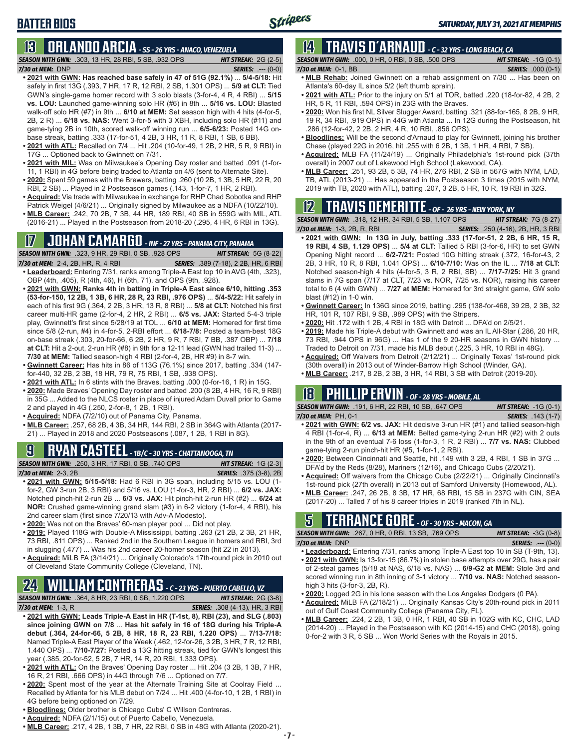# BATTER BIOS

## 13 ORLANDO ARCIA - SS - 26 YRS - ANACO, VENEZUELA

**SEASON WITH GWN:** .303, 13 HR, 28 RBI, 5 SB, .932 OPS — **HIT STREAK:** 2G (2-5)
**7/30 at MEM:** DNP — **SERIES:** .--- (0-0)

- **2021 with GWN: Has reached base safely in 47 of 51G (92.1%)** ... **5/4-5/18:** Hit safely in first 13G (.393, 7 HR, 17 R, 12 RBI, 2 SB, 1.301 OPS) ... **5/9 at CLT:** Tied GWN's single-game homer record with 3 solo blasts (3-for-4, 4 R, 4 RBI) ... **5/15 vs. LOU:** Launched game-winning solo HR (#6) in 8th ... **5/16 vs. LOU:** Blasted walk-off solo HR (#7) in 9th ... **6/10 at MEM:** Set season high with 4 hits (4-for-5, 2B, 2 R) ... **6/18 vs. NAS:** Went 3-for-5 with 3 XBH, including solo HR (#11) and game-tying 2B in 10th, scored walk-off winning run ... **6/5-6/23:** Posted 14G on-base streak, batting .333 (17-for-51, 4 2B, 3 HR, 11 R, 8 RBI, 1 SB, 6 BB).
- **2021 with ATL:** Recalled on 7/4 ... Hit .204 (10-for-49, 1 2B, 2 HR, 5 R, 9 RBI) in 17G ... Optioned back to Gwinnett on 7/31.
- **2021 with MIL:** Was on Milwaukee's Opening Day roster and batted .091 (1-for-11, 1 RBI) in 4G before being traded to Atlanta on 4/6 (sent to Alternate Site).
- **2020:** Spent 59 games with the Brewers, batting .260 (10 2B, 1 3B, 5 HR, 22 R, 20 RBI, 2 SB) ... Played in 2 Postseason games (.143, 1-for-7, 1 HR, 2 RBI).
- **Acquired:** Via trade with Milwaukee in exchange for RHP Chad Sobotka and RHP Patrick Weigel (4/6/21) ... Originally signed by Milwaukee as a NDFA (10/22/10).
- **MLB Career:** .242, 70 2B, 7 3B, 44 HR, 189 RBI, 40 SB in 559G with MIL, ATL (2016-21) ... Played in the Postseason from 2018-20 (.295, 4 HR, 6 RBI in 13G).

## 17 JOHAN CAMARGO - INF - 27 YRS - PANAMA CITY, PANAMA

**SEASON WITH GWN:** .323, 9 HR, 29 RBI, 0 SB, .928 OPS — **HIT STREAK:** 5G (8-22)
**7/30 at MEM:** 2-4, 2B, HR, R, 4 RBI — **SERIES:** .389 (7-18), 2 2B, HR, 6 RBI

- **Leaderboard:** Entering 7/31, ranks among Triple-A East top 10 in AVG (4th, .323), OBP (4th, .405), R (4th, 46), H (6th, 71), and OPS (9th, .928).
- **2021 with GWN: Ranks 4th in batting in Triple-A East since 6/10, hitting .353 (53-for-150, 12 2B, 1 3B, 6 HR, 28 R, 23 RBI, .976 OPS)** ... **5/4-5/22:** Hit safely in each of his first 9G (.364, 2 2B, 3 HR, 13 R, 8 RBI) ... **5/8 at CLT:** Notched his first career multi-HR game (2-for-4, 2 HR, 2 RBI) ... **6/5 vs. JAX:** Started 5-4-3 triple play, Gwinnett's first since 5/28/19 at TOL ... **6/10 at MEM:** Homered for first time since 5/8 (2-run, #4) in 4-for-5, 2-RBI effort ... **6/18-7/8:** Posted a team-best 18G on-base streak (.303, 20-for-66, 6 2B, 2 HR, 9 R, 7 RBI, 7 BB, .387 OBP) ... **7/18 at CLT:** Hit a 2-out, 2-run HR (#8) in 9th for a 12-11 lead (GWN had trailed 11-3) ... **7/30 at MEM:** Tallied season-high 4 RBI (2-for-4, 2B, HR #9) in 8-7 win.
- **Gwinnett Career:** Has hits in 86 of 113G (76.1%) since 2017, batting .334 (147-for-440, 32 2B, 2 3B, 18 HR, 79 R, 75 RBI, 1 SB, .938 OPS).
- **2021 with ATL:** In 6 stints with the Braves, batting .000 (0-for-16, 1 R) in 15G.
- **2020:** Made Braves' Opening Day roster and batted .200 (8 2B, 4 HR, 16 R, 9 RBI) in 35G ... Added to the NLCS roster in place of injured Adam Duvall prior to Game 2 and played in 4G (.250, 2-for-8, 1 2B, 1 RBI).
- **Acquired:** NDFA (7/2/10) out of Panama City, Panama.
- **MLB Career:** .257, 68 2B, 4 3B, 34 HR, 144 RBI, 2 SB in 364G with Atlanta (2017-21) ... Played in 2018 and 2020 Postseasons (.087, 1 2B, 1 RBI in 8G).

## 9 RYAN CASTEEL - 1B/C - 30 YRS - CHATTANOOGA, TN

**SEASON WITH GWN:** .250, 3 HR, 17 RBI, 0 SB, .740 OPS — **HIT STREAK:** 1G (2-3)
**7/30 at MEM:** 2-3, 2B — **SERIES:** .375 (3-8), 2B

- **2021 with GWN: 5/15-5/18:** Had 6 RBI in 3G span, including 5/15 vs. LOU (1-for-2, GW 3-run 2B, 3 RBI) and 5/16 vs. LOU (1-for-3, HR, 2 RBI) ... **6/2 vs. JAX:** Notched pinch-hit 2-run 2B ... **6/3 vs. JAX:** Hit pinch-hit 2-run HR (#2) ... **6/24 at NOR:** Crushed game-winning grand slam (#3) in 6-2 victory (1-for-4, 4 RBI), his 2nd career slam (first since 7/20/13 with Adv-A Modesto).
- **2020:** Was not on the Braves' 60-man player pool ... Did not play.
- **2019:** Played 118G with Double-A Mississippi, batting .263 (21 2B, 2 3B, 21 HR, 73 RBI, .811 OPS) ... Ranked 2nd in the Southern League in homers and RBI, 3rd in slugging (.477) ... Was his 2nd career 20-homer season (hit 22 in 2013).
- **Acquired:** MiLB FA (3/14/21) ... Originally Colorado's 17th-round pick in 2010 out of Cleveland State Community College (Cleveland, TN).

## 24 WILLIAM CONTRERAS - C - 23 YRS - PUERTO CABELLO, VZ

**SEASON WITH GWN:** .364, 8 HR, 23 RBI, 0 SB, 1.220 OPS — **HIT STREAK:** 2G (3-8)
**7/30 at MEM:** 1-3, R — **SERIES:** .308 (4-13), HR, 3 RBI

- **2021 with GWN: Leads Triple-A East in HR (T-1st, 8), RBI (23), and SLG (.803) since joining GWN on 7/8** ... **Has hit safely in 16 of 18G during his Triple-A debut (.364, 24-for-66, 5 2B, 8 HR, 18 R, 23 RBI, 1.220 OPS)** ... **7/13-7/18:** Named Triple-A East Player of the Week (.462, 12-for-26, 3 2B, 3 HR, 7 R, 12 RBI, 1.440 OPS) ... **7/10-7/27:** Posted a 13G hitting streak, tied for GWN's longest this year (.385, 20-for-52, 5 2B, 7 HR, 14 R, 20 RBI, 1.333 OPS).
- **2021 with ATL:** On the Braves' Opening Day roster ... Hit .204 (3 2B, 1 3B, 7 HR, 16 R, 21 RBI, .666 OPS) in 44G through 7/6 ... Optioned on 7/7.
- **2020:** Spent most of the year at the Alternate Training Site at Coolray Field ... Recalled by Atlanta for his MLB debut on 7/24 ... Hit .400 (4-for-10, 1 2B, 1 RBI) in 4G before being optioned on 7/29.
- **Bloodlines:** Older brother is Chicago Cubs' C Willson Contreras.
- **Acquired:** NDFA (2/1/15) out of Puerto Cabello, Venezuela.
- **MLB Career:** .217, 4 2B, 1 3B, 7 HR, 22 RBI, 0 SB in 48G with Atlanta (2020-21).

## 14 TRAVIS D'ARNAUD - C - 32 YRS - LONG BEACH, CA

**SEASON WITH GWN:** .000, 0 HR, 0 RBI, 0 SB, .500 OPS — **HIT STREAK:** -1G (0-1)
**7/30 at MEM:** 0-1, BB — **SERIES:** .000 (0-1)

- **MLB Rehab:** Joined Gwinnett on a rehab assignment on 7/30 ... Has been on Atlanta's 60-day IL since 5/2 (left thumb sprain).
- **2021 with ATL:** Prior to the injury on 5/1 at TOR, batted .220 (18-for-82, 4 2B, 2 HR, 5 R, 11 RBI, .594 OPS) in 23G with the Braves.
- **2020:** Won his first NL Silver Slugger Award, batting .321 (88-for-165, 8 2B, 9 HR, 19 R, 34 RBI, .919 OPS) in 44G with Atlanta ... In 12G during the Postseason, hit .286 (12-for-42, 2 2B, 2 HR, 4 R, 10 RBI, .856 OPS).
- **Bloodlines:** Will be the second d'Arnaud to play for Gwinnett, joining his brother Chase (played 22G in 2016, hit .255 with 6 2B, 1 3B, 1 HR, 4 RBI, 7 SB).
- **Acquired:** MLB FA (11/24/19) ... Originally Philadelphia's 1st-round pick (37th overall) in 2007 out of Lakewood High School (Lakewood, CA).
- **MLB Career:** .251, 93 2B, 5 3B, 74 HR, 276 RBI, 2 SB in 567G with NYM, LAD, TB, ATL (2013-21) ... Has appeared in the Postseason 3 times (2015 with NYM, 2019 with TB, 2020 with ATL), batting .207, 3 2B, 5 HR, 10 R, 19 RBI in 32G.

## 12 TRAVIS DEMERITTE - OF - 26 YRS - NEW YORK, NY

**SEASON WITH GWN:** .318, 12 HR, 34 RBI, 5 SB, 1.107 OPS — **HIT STREAK:** 7G (8-27)
**7/30 at MEM:** 1-3, 2B, R, RBI — **SERIES:** .250 (4-16), 2B, HR, 3 RBI

- **2021 with GWN: In 13G in July, batting .333 (17-for-51, 2 2B, 6 HR, 15 R, 19 RBI, 4 SB, 1.129 OPS)** ... **5/4 at CLT:** Tallied 5 RBI (3-for-6, HR) to set GWN Opening Night record ... **6/2-7/21:** Posted 10G hitting streak (.372, 16-for-43, 2 2B, 3 HR, 10 R, 8 RBI, 1.041 OPS) ... **6/10-7/10:** Was on the IL ... **7/18 at CLT:** Notched season-high 4 hits (4-for-5, 3 R, 2 RBI, SB) ... **7/17-7/25:** Hit 3 grand slams in 7G span (7/17 at CLT, 7/23 vs. NOR, 7/25 vs. NOR), raising his career total to 6 (4 with GWN) ... **7/27 at MEM:** Homered for 3rd straight game, GW solo blast (#12) in 1-0 win.
- **Gwinnett Career:** In 136G since 2019, batting .295 (138-for-468, 39 2B, 2 3B, 32 HR, 101 R, 107 RBI, 9 SB, .989 OPS) with the Stripers.
- **2020:** Hit .172 with 1 2B, 4 RBI in 18G with Detroit ... DFA'd on 2/5/21.
- **2019:** Made his Triple-A debut with Gwinnett and was an IL All-Star (.286, 20 HR, 73 RBI, .944 OPS in 96G) ... Has 1 of the 9 20-HR seasons in GWN history ... Traded to Detroit on 7/31, made his MLB debut (.225, 3 HR, 10 RBI in 48G).
- **Acquired:** Off Waivers from Detroit (2/12/21) ... Originally Texas' 1st-round pick (30th overall) in 2013 out of Winder-Barrow High School (Winder, GA).
- **MLB Career:** .217, 8 2B, 2 3B, 3 HR, 14 RBI, 3 SB with Detroit (2019-20).

## 18 PHILLIP ERVIN - OF - 28 YRS - MOBILE, AL

**SEASON WITH GWN:** .191, 6 HR, 22 RBI, 10 SB, .647 OPS — **HIT STREAK:** -1G (0-1)
**7/30 at MEM:** PH, 0-1 — **SERIES:** .143 (1-7)

- **2021 with GWN: 6/2 vs. JAX:** Hit decisive 3-run HR (#1) and tallied season-high 4 RBI (1-for-4, R) ... **6/13 at MEM:** Belted game-tying 2-run HR (#2) with 2 outs in the 9th of an eventual 7-6 loss (1-for-3, 1 R, 2 RBI) ... **7/7 vs. NAS:** Clubbed game-tying 2-run pinch-hit HR (#5, 1-for-1, 2 RBI).
- **2020:** Between Cincinnati and Seattle, hit .149 with 3 2B, 4 RBI, 1 SB in 37G ... DFA'd by the Reds (8/28), Mariners (12/16), and Chicago Cubs (2/20/21).
- **Acquired:** Off waivers from the Chicago Cubs (2/22/21) ... Originally Cincinnati's 1st-round pick (27th overall) in 2013 out of Samford University (Homewood, AL).
- **MLB Career:** .247, 26 2B, 8 3B, 17 HR, 68 RBI, 15 SB in 237G with CIN, SEA (2017-20) ... Talled 7 of his 8 career triples in 2019 (ranked 7th in NL).

## 5 TERRANCE GORE - OF - 30 YRS - MACON, GA

**SEASON WITH GWN:** .267, 0 HR, 0 RBI, 13 SB, .769 OPS — **HIT STREAK:** -3G (0-8)
**7/30 at MEM:** DNP — **SERIES:** .--- (0-0)

- **Leaderboard:** Entering 7/31, ranks among Triple-A East top 10 in SB (T-9th, 13).
- **2021 with GWN:** Is 13-for-15 (86.7%) in stolen base attempts over 29G, has a pair of 2-steal games (5/18 at NAS, 6/18 vs. NAS) ... **6/9-G2 at MEM:** Stole 3rd and scored winning run in 8th inning of 3-1 victory ... **7/10 vs. NAS:** Notched season-high 3 hits (3-for-3, 2B, R).
- **2020:** Logged 2G in his lone season with the Los Angeles Dodgers (0 PA).
- **Acquired:** MiLB FA (2/18/21) ... Originally Kansas City's 20th-round pick in 2011 out of Gulf Coast Community College (Panama City, FL).
- **MLB Career:** .224, 2 2B, 1 3B, 0 HR, 1 RBI, 40 SB in 102G with KC, CHC, LAD (2014-20) ... Played in the Postseason with KC (2014-15) and CHC (2018), going 0-for-2 with 3 R, 5 SB ... Won World Series with the Royals in 2015.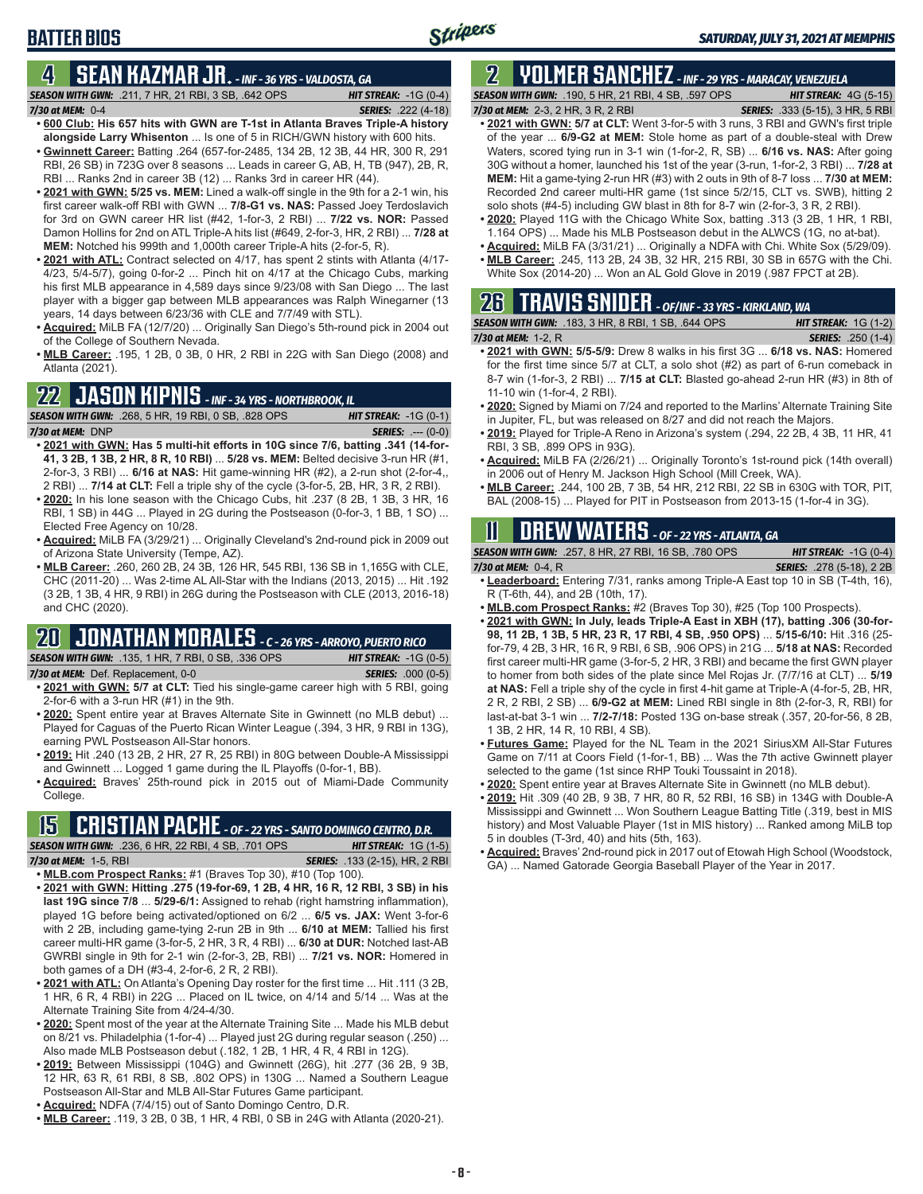# BATTER BIOS

## 4 SEAN KAZMAR JR. - INF - 36 YRS - VALDOSTA, GA

**SEASON WITH GWN:** .211, 7 HR, 21 RBI, 3 SB, .642 OPS | **HIT STREAK:** -1G (0-4)
**7/30 at MEM:** 0-4 | **SERIES:** .222 (4-18)

- **600 Club: His 657 hits with GWN are T-1st in Atlanta Braves Triple-A history alongside Larry Whisenton** ... Is one of 5 in RICH/GWN history with 600 hits.
- **Gwinnett Career:** Batting .264 (657-for-2485, 134 2B, 12 3B, 44 HR, 300 R, 291 RBI, 26 SB) in 723G over 8 seasons ... Leads in career G, AB, H, TB (947), 2B, R, RBI ... Ranks 2nd in career 3B (12) ... Ranks 3rd in career HR (44).
- **2021 with GWN: 5/25 vs. MEM:** Lined a walk-off single in the 9th for a 2-1 win, his first career walk-off RBI with GWN ... **7/8-G1 vs. NAS:** Passed Joey Terdoslavich for 3rd on GWN career HR list (#42, 1-for-3, 2 RBI) ... **7/22 vs. NOR:** Passed Damon Hollins for 2nd on ATL Triple-A hits list (#649, 2-for-3, HR, 2 RBI) ... **7/28 at MEM:** Notched his 999th and 1,000th career Triple-A hits (2-for-5, R).
- **2021 with ATL:** Contract selected on 4/17, has spent 2 stints with Atlanta (4/17-4/23, 5/4-5/7), going 0-for-2 ... Pinch hit on 4/17 at the Chicago Cubs, marking his first MLB appearance in 4,589 days since 9/23/08 with San Diego ... The last player with a bigger gap between MLB appearances was Ralph Winegarner (13 years, 14 days between 6/23/36 with CLE and 7/7/49 with STL).
- **Acquired:** MiLB FA (12/7/20) ... Originally San Diego's 5th-round pick in 2004 out of the College of Southern Nevada.
- **MLB Career:** .195, 1 2B, 0 3B, 0 HR, 2 RBI in 22G with San Diego (2008) and Atlanta (2021).

## 22 JASON KIPNIS - INF - 34 YRS - NORTHBROOK, IL

**SEASON WITH GWN:** .268, 5 HR, 19 RBI, 0 SB, .828 OPS | **HIT STREAK:** -1G (0-1)
**7/30 at MEM:** DNP | **SERIES:** .--- (0-0)

- **2021 with GWN: Has 5 multi-hit efforts in 10G since 7/6, batting .341 (14-for-41, 3 2B, 1 3B, 2 HR, 8 R, 10 RBI)** ... **5/28 vs. MEM:** Belted decisive 3-run HR (#1, 2-for-3, 3 RBI) ... **6/16 at NAS:** Hit game-winning HR (#2), a 2-run shot (2-for-4,, 2 RBI) ... **7/14 at CLT:** Fell a triple shy of the cycle (3-for-5, 2B, HR, 3 R, 2 RBI).
- **2020:** In his lone season with the Chicago Cubs, hit .237 (8 2B, 1 3B, 3 HR, 16 RBI, 1 SB) in 44G ... Played in 2G during the Postseason (0-for-3, 1 BB, 1 SO) ... Elected Free Agency on 10/28.
- **Acquired:** MiLB FA (3/29/21) ... Originally Cleveland's 2nd-round pick in 2009 out of Arizona State University (Tempe, AZ).
- **MLB Career:** .260, 260 2B, 24 3B, 126 HR, 545 RBI, 136 SB in 1,165G with CLE, CHC (2011-20) ... Was 2-time AL All-Star with the Indians (2013, 2015) ... Hit .192 (3 2B, 1 3B, 4 HR, 9 RBI) in 26G during the Postseason with CLE (2013, 2016-18) and CHC (2020).

## 20 JONATHAN MORALES - C - 26 YRS - ARROYO, PUERTO RICO

**SEASON WITH GWN:** .135, 1 HR, 7 RBI, 0 SB, .336 OPS | **HIT STREAK:** -1G (0-5)
**7/30 at MEM:** Def. Replacement, 0-0 | **SERIES:** .000 (0-5)

- **2021 with GWN: 5/7 at CLT:** Tied his single-game career high with 5 RBI, going 2-for-6 with a 3-run HR (#1) in the 9th.
- **2020:** Spent entire year at Braves Alternate Site in Gwinnett (no MLB debut) ... Played for Caguas of the Puerto Rican Winter League (.394, 3 HR, 9 RBI in 13G), earning PWL Postseason All-Star honors.
- **2019:** Hit .240 (13 2B, 2 HR, 27 R, 25 RBI) in 80G between Double-A Mississippi and Gwinnett ... Logged 1 game during the IL Playoffs (0-for-1, BB).
- **Acquired:** Braves' 25th-round pick in 2015 out of Miami-Dade Community College.

## 15 CRISTIAN PACHE - OF - 22 YRS - SANTO DOMINGO CENTRO, D.R.

**SEASON WITH GWN:** .236, 6 HR, 22 RBI, 4 SB, .701 OPS | **HIT STREAK:** 1G (1-5)
**7/30 at MEM:** 1-5, RBI | **SERIES:** .133 (2-15), HR, 2 RBI

- **MLB.com Prospect Ranks:** #1 (Braves Top 30), #10 (Top 100).
- **2021 with GWN: Hitting .275 (19-for-69, 1 2B, 4 HR, 16 R, 12 RBI, 3 SB) in his last 19G since 7/8** ... **5/29-6/1:** Assigned to rehab (right hamstring inflammation), played 1G before being activated/optioned on 6/2 ... **6/5 vs. JAX:** Went 3-for-6 with 2 2B, including game-tying 2-run 2B in 9th ... **6/10 at MEM:** Tallied his first career multi-HR game (3-for-5, 2 HR, 3 R, 4 RBI) ... **6/30 at DUR:** Notched last-AB GWRBI single in 9th for 2-1 win (2-for-3, 2B, RBI) ... **7/21 vs. NOR:** Homered in both games of a DH (#3-4, 2-for-6, 2 R, 2 RBI).
- **2021 with ATL:** On Atlanta's Opening Day roster for the first time ... Hit .111 (3 2B, 1 HR, 6 R, 4 RBI) in 22G ... Placed on IL twice, on 4/14 and 5/14 ... Was at the Alternate Training Site from 4/24-4/30.
- **2020:** Spent most of the year at the Alternate Training Site ... Made his MLB debut on 8/21 vs. Philadelphia (1-for-4) ... Played just 2G during regular season (.250) ... Also made MLB Postseason debut (.182, 1 2B, 1 HR, 4 R, 4 RBI in 12G).
- **2019:** Between Mississippi (104G) and Gwinnett (26G), hit .277 (36 2B, 9 3B, 12 HR, 63 R, 61 RBI, 8 SB, .802 OPS) in 130G ... Named a Southern League Postseason All-Star and MLB All-Star Futures Game participant.
- **Acquired:** NDFA (7/4/15) out of Santo Domingo Centro, D.R.
- **MLB Career:** .119, 3 2B, 0 3B, 1 HR, 4 RBI, 0 SB in 24G with Atlanta (2020-21).

## 2 YOLMER SANCHEZ - INF - 29 YRS - MARACAY, VENEZUELA

**SEASON WITH GWN:** .190, 5 HR, 21 RBI, 4 SB, .597 OPS | **HIT STREAK:** 4G (5-15)
**7/30 at MEM:** 2-3, 2 HR, 3 R, 2 RBI | **SERIES:** .333 (5-15), 3 HR, 5 RBI

- **2021 with GWN: 5/7 at CLT:** Went 3-for-5 with 3 runs, 3 RBI and GWN's first triple of the year ... **6/9-G2 at MEM:** Stole home as part of a double-steal with Drew Waters, scored tying run in 3-1 win (1-for-2, R, SB) ... **6/16 vs. NAS:** After going 30G without a homer, launched his 1st of the year (3-run, 1-for-2, 3 RBI) ... **7/28 at MEM:** Hit a game-tying 2-run HR (#3) with 2 outs in 9th of 8-7 loss ... **7/30 at MEM:** Recorded 2nd career multi-HR game (1st since 5/2/15, CLT vs. SWB), hitting 2 solo shots (#4-5) including GW blast in 8th for 8-7 win (2-for-3, 3 R, 2 RBI).
- **2020:** Played 11G with the Chicago White Sox, batting .313 (3 2B, 1 HR, 1 RBI, 1.164 OPS) ... Made his MLB Postseason debut in the ALWCS (1G, no at-bat).
- **Acquired:** MiLB FA (3/31/21) ... Originally a NDFA with Chi. White Sox (5/29/09).
- **MLB Career:** .245, 113 2B, 24 3B, 32 HR, 215 RBI, 30 SB in 657G with the Chi. White Sox (2014-20) ... Won an AL Gold Glove in 2019 (.987 FPCT at 2B).

## 26 TRAVIS SNIDER - OF/INF - 33 YRS - KIRKLAND, WA

**SEASON WITH GWN:** .183, 3 HR, 8 RBI, 1 SB, .644 OPS | **HIT STREAK:** 1G (1-2)
**7/30 at MEM:** 1-2, R | **SERIES:** .250 (1-4)

- **2021 with GWN: 5/5-5/9:** Drew 8 walks in his first 3G ... **6/18 vs. NAS:** Homered for the first time since 5/7 at CLT, a solo shot (#2) as part of 6-run comeback in 8-7 win (1-for-3, 2 RBI) ... **7/15 at CLT:** Blasted go-ahead 2-run HR (#3) in 8th of 11-10 win (1-for-4, 2 RBI).
- **2020:** Signed by Miami on 7/24 and reported to the Marlins' Alternate Training Site in Jupiter, FL, but was released on 8/27 and did not reach the Majors.
- **2019:** Played for Triple-A Reno in Arizona's system (.294, 22 2B, 4 3B, 11 HR, 41 RBI, 3 SB, .899 OPS in 93G).
- **Acquired:** MiLB FA (2/26/21) ... Originally Toronto's 1st-round pick (14th overall) in 2006 out of Henry M. Jackson High School (Mill Creek, WA).
- **MLB Career:** .244, 100 2B, 7 3B, 54 HR, 212 RBI, 22 SB in 630G with TOR, PIT, BAL (2008-15) ... Played for PIT in Postseason from 2013-15 (1-for-4 in 3G).

## 11 DREW WATERS - OF - 22 YRS - ATLANTA, GA

**SEASON WITH GWN:** .257, 8 HR, 27 RBI, 16 SB, .780 OPS | **HIT STREAK:** -1G (0-4)
**7/30 at MEM:** 0-4, R | **SERIES:** .278 (5-18), 2 2B

- **Leaderboard:** Entering 7/31, ranks among Triple-A East top 10 in SB (T-4th, 16), R (T-6th, 44), and 2B (10th, 17).
- **MLB.com Prospect Ranks:** #2 (Braves Top 30), #25 (Top 100 Prospects).
- **2021 with GWN: In July, leads Triple-A East in XBH (17), batting .306 (30-for-98, 11 2B, 1 3B, 5 HR, 23 R, 17 RBI, 4 SB, .950 OPS)** ... **5/15-6/10:** Hit .316 (25-for-79, 4 2B, 3 HR, 16 R, 9 RBI, 6 SB, .906 OPS) in 21G ... **5/18 at NAS:** Recorded first career multi-HR game (3-for-5, 2 HR, 3 RBI) and became the first GWN player to homer from both sides of the plate since Mel Rojas Jr. (7/7/16 at CLT) ... **5/19 at NAS:** Fell a triple shy of the cycle in first 4-hit game at Triple-A (4-for-5, 2B, HR, 2 R, 2 RBI, 2 SB) ... **6/9-G2 at MEM:** Lined RBI single in 8th (2-for-3, R, RBI) for last-at-bat 3-1 win ... **7/2-7/18:** Posted 13G on-base streak (.357, 20-for-56, 8 2B, 1 3B, 2 HR, 14 R, 10 RBI, 4 SB).
- **Futures Game:** Played for the NL Team in the 2021 SiriusXM All-Star Futures Game on 7/11 at Coors Field (1-for-1, BB) ... Was the 7th active Gwinnett player selected to the game (1st since RHP Touki Toussaint in 2018).
- **2020:** Spent entire year at Braves Alternate Site in Gwinnett (no MLB debut).
- **2019:** Hit .309 (40 2B, 9 3B, 7 HR, 80 R, 52 RBI, 16 SB) in 134G with Double-A Mississippi and Gwinnett ... Won Southern League Batting Title (.319, best in MIS history) and Most Valuable Player (1st in MIS history) ... Ranked among MiLB top 5 in doubles (T-3rd, 40) and hits (5th, 163).
- **Acquired:** Braves' 2nd-round pick in 2017 out of Etowah High School (Woodstock, GA) ... Named Gatorade Georgia Baseball Player of the Year in 2017.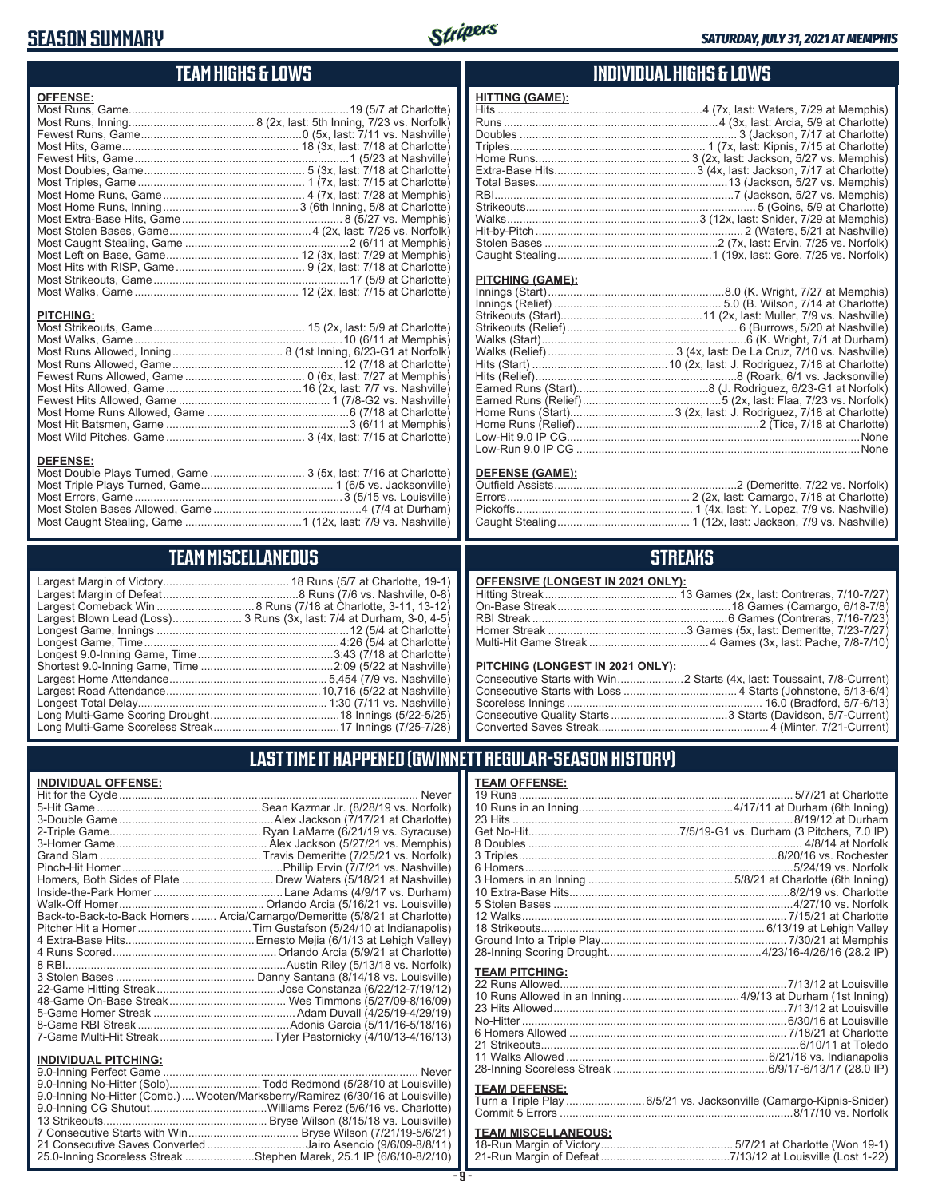# SEASON SUMMARY

## TEAM HIGHS & LOWS

**OFFENSE:**

| | |
|---|---|
| Most Runs, Game | 19 (5/7 at Charlotte) |
| Most Runs, Inning | 8 (2x, last: 5th Inning, 7/23 vs. Norfolk) |
| Fewest Runs, Game | 0 (5x, last: 7/11 vs. Nashville) |
| Most Hits, Game | 18 (3x, last: 7/18 at Charlotte) |
| Fewest Hits, Game | 1 (5/23 at Nashville) |
| Most Doubles, Game | 5 (3x, last: 7/18 at Charlotte) |
| Most Triples, Game | 1 (7x, last: 7/15 at Charlotte) |
| Most Home Runs, Game | 4 (7x, last: 7/28 at Memphis) |
| Most Home Runs, Inning | 3 (6th Inning, 5/8 at Charlotte) |
| Most Extra-Base Hits, Game | 8 (5/27 vs. Memphis) |
| Most Stolen Bases, Game | 4 (2x, last: 7/25 vs. Norfolk) |
| Most Caught Stealing, Game | 2 (6/11 at Memphis) |
| Most Left on Base, Game | 12 (3x, last: 7/29 at Memphis) |
| Most Hits with RISP, Game | 9 (2x, last: 7/18 at Charlotte) |
| Most Strikeouts, Game | 17 (5/9 at Charlotte) |
| Most Walks, Game | 12 (2x, last: 7/15 at Charlotte) |

**PITCHING:**

| | |
|---|---|
| Most Strikeouts, Game | 15 (2x, last: 5/9 at Charlotte) |
| Most Walks, Game | 10 (6/11 at Memphis) |
| Most Runs Allowed, Inning | 8 (1st Inning, 6/23-G1 at Norfolk) |
| Most Runs Allowed, Game | 12 (7/18 at Charlotte) |
| Fewest Runs Allowed, Game | 0 (6x, last: 7/27 at Memphis) |
| Most Hits Allowed, Game | 16 (2x, last: 7/7 vs. Nashville) |
| Fewest Hits Allowed, Game | 1 (7/8-G2 vs. Nashville) |
| Most Home Runs Allowed, Game | 6 (7/18 at Charlotte) |
| Most Hit Batsmen, Game | 3 (6/11 at Memphis) |
| Most Wild Pitches, Game | 3 (4x, last: 7/15 at Charlotte) |

**DEFENSE:**

| | |
|---|---|
| Most Double Plays Turned, Game | 3 (5x, last: 7/16 at Charlotte) |
| Most Triple Plays Turned, Game | 1 (6/5 vs. Jacksonville) |
| Most Errors, Game | 3 (5/15 vs. Louisville) |
| Most Stolen Bases Allowed, Game | 4 (7/4 at Durham) |
| Most Caught Stealing, Game | 1 (12x, last: 7/9 vs. Nashville) |

## INDIVIDUAL HIGHS & LOWS

**HITTING (GAME):**

| | |
|---|---|
| Hits | 4 (7x, last: Waters, 7/29 at Memphis) |
| Runs | 4 (3x, last: Arcia, 5/9 at Charlotte) |
| Doubles | 3 (Jackson, 7/17 at Charlotte) |
| Triples | 1 (7x, last: Kipnis, 7/15 at Charlotte) |
| Home Runs | 3 (2x, last: Jackson, 5/27 vs. Memphis) |
| Extra-Base Hits | 3 (4x, last: Jackson, 7/17 at Charlotte) |
| Total Bases | 13 (Jackson, 5/27 vs. Memphis) |
| RBI | 7 (Jackson, 5/27 vs. Memphis) |
| Strikeouts | 5 (Goins, 5/9 at Charlotte) |
| Walks | 3 (12x, last: Snider, 7/29 at Memphis) |
| Hit-by-Pitch | 2 (Waters, 5/21 at Nashville) |
| Stolen Bases | 2 (7x, last: Ervin, 7/25 vs. Norfolk) |
| Caught Stealing | 1 (19x, last: Gore, 7/25 vs. Norfolk) |

**PITCHING (GAME):**

| | |
|---|---|
| Innings (Start) | 8.0 (K. Wright, 7/27 at Memphis) |
| Innings (Relief) | 5.0 (B. Wilson, 7/14 at Charlotte) |
| Strikeouts (Start) | 11 (2x, last: Muller, 7/9 vs. Nashville) |
| Strikeouts (Relief) | 6 (Burrows, 5/20 at Nashville) |
| Walks (Start) | 6 (K. Wright, 7/1 at Durham) |
| Walks (Relief) | 3 (4x, last: De La Cruz, 7/10 vs. Nashville) |
| Hits (Start) | 10 (2x, last: J. Rodriguez, 7/18 at Charlotte) |
| Hits (Relief) | 8 (Roark, 6/1 vs. Jacksonville) |
| Earned Runs (Start) | 8 (J. Rodriguez, 6/23-G1 at Norfolk) |
| Earned Runs (Relief) | 5 (2x, last: Flaa, 7/23 vs. Norfolk) |
| Home Runs (Start) | 3 (2x, last: J. Rodriguez, 7/18 at Charlotte) |
| Home Runs (Relief) | 2 (Tice, 7/18 at Charlotte) |
| Low-Hit 9.0 IP CG | None |
| Low-Run 9.0 IP CG | None |

**DEFENSE (GAME):**

| | |
|---|---|
| Outfield Assists | 2 (Demeritte, 7/22 vs. Norfolk) |
| Errors | 2 (2x, last: Camargo, 7/18 at Charlotte) |
| Pickoffs | 1 (4x, last: Y. Lopez, 7/9 vs. Nashville) |
| Caught Stealing | 1 (12x, last: Jackson, 7/9 vs. Nashville) |

## TEAM MISCELLANEOUS

| | |
|---|---|
| Largest Margin of Victory | 18 Runs (5/7 at Charlotte, 19-1) |
| Largest Margin of Defeat | 8 Runs (7/6 vs. Nashville, 0-8) |
| Largest Comeback Win | 8 Runs (7/18 at Charlotte, 3-11, 13-12) |
| Largest Blown Lead (Loss) | 3 Runs (3x, last: 7/4 at Durham, 3-0, 4-5) |
| Longest Game, Innings | 12 (5/4 at Charlotte) |
| Longest Game, Time | 4:26 (5/4 at Charlotte) |
| Longest 9.0-Inning Game, Time | 3:43 (7/18 at Charlotte) |
| Shortest 9.0-Inning Game, Time | 2:09 (5/22 at Nashville) |
| Largest Home Attendance | 5,454 (7/9 vs. Nashville) |
| Largest Road Attendance | 10,716 (5/22 at Nashville) |
| Longest Total Delay | 1:30 (7/11 vs. Nashville) |
| Long Multi-Game Scoring Drought | 18 Innings (5/22-5/25) |
| Long Multi-Game Scoreless Streak | 17 Innings (7/25-7/28) |

## STREAKS

**OFFENSIVE (LONGEST IN 2021 ONLY):**

| | |
|---|---|
| Hitting Streak | 13 Games (2x, last: Contreras, 7/10-7/27) |
| On-Base Streak | 18 Games (Camargo, 6/18-7/8) |
| RBI Streak | 6 Games (Contreras, 7/16-7/23) |
| Homer Streak | 3 Games (5x, last: Demeritte, 7/23-7/27) |
| Multi-Hit Game Streak | 4 Games (3x, last: Pache, 7/8-7/10) |

**PITCHING (LONGEST IN 2021 ONLY):**

| | |
|---|---|
| Consecutive Starts with Win | 2 Starts (4x, last: Toussaint, 7/8-Current) |
| Consecutive Starts with Loss | 4 Starts (Johnstone, 5/13-6/4) |
| Scoreless Innings | 16.0 (Bradford, 5/7-6/13) |
| Consecutive Quality Starts | 3 Starts (Davidson, 5/7-Current) |
| Converted Saves Streak | 4 (Minter, 7/21-Current) |

## LAST TIME IT HAPPENED (GWINNETT REGULAR-SEASON HISTORY)

**INDIVIDUAL OFFENSE:**

| | |
|---|---|
| Hit for the Cycle | Never |
| 5-Hit Game | Sean Kazmar Jr. (8/28/19 vs. Norfolk) |
| 3-Double Game | Alex Jackson (7/17/21 at Charlotte) |
| 2-Triple Game | Ryan LaMarre (6/21/19 vs. Syracuse) |
| 3-Homer Game | Alex Jackson (5/27/21 vs. Memphis) |
| Grand Slam | Travis Demeritte (7/25/21 vs. Norfolk) |
| Pinch-Hit Homer | Phillip Ervin (7/7/21 vs. Nashville) |
| Homers, Both Sides of Plate | Drew Waters (5/18/21 at Nashville) |
| Inside-the-Park Homer | Lane Adams (4/9/17 vs. Durham) |
| Walk-Off Homer | Orlando Arcia (5/16/21 vs. Louisville) |
| Back-to-Back-to-Back Homers | Arcia/Camargo/Demeritte (5/8/21 at Charlotte) |
| Pitcher Hit a Homer | Tim Gustafson (5/24/10 at Indianapolis) |
| 4 Extra-Base Hits | Ernesto Mejia (6/1/13 at Lehigh Valley) |
| 4 Runs Scored | Orlando Arcia (5/9/21 at Charlotte) |
| 8 RBI | Austin Riley (5/13/18 vs. Norfolk) |
| 3 Stolen Bases | Danny Santana (8/14/18 vs. Louisville) |
| 22-Game Hitting Streak | Jose Constanza (6/22/12-7/19/12) |
| 48-Game On-Base Streak | Wes Timmons (5/27/09-8/16/09) |
| 5-Game Homer Streak | Adam Duvall (4/25/19-4/29/19) |
| 8-Game RBI Streak | Adonis Garcia (5/11/16-5/18/16) |
| 7-Game Multi-Hit Streak | Tyler Pastornicky (4/10/13-4/16/13) |

**INDIVIDUAL PITCHING:**

| | |
|---|---|
| 9.0-Inning Perfect Game | Never |
| 9.0-Inning No-Hitter (Solo) | Todd Redmond (5/28/10 at Louisville) |
| 9.0-Inning No-Hitter (Comb.) | Wooten/Marksberry/Ramirez (6/30/16 at Louisville) |
| 9.0-Inning CG Shutout | Williams Perez (5/6/16 vs. Charlotte) |
| 13 Strikeouts | Bryse Wilson (8/15/18 vs. Louisville) |
| 7 Consecutive Starts with Win | Bryse Wilson (7/21/19-5/6/21) |
| 21 Consecutive Saves Converted | Jairo Asencio (9/6/09-8/8/11) |
| 25.0-Inning Scoreless Streak | Stephen Marek, 25.1 IP (6/6/10-8/2/10) |

**TEAM OFFENSE:**

| | |
|---|---|
| 19 Runs | 5/7/21 at Charlotte |
| 10 Runs in an Inning | 4/17/11 at Durham (6th Inning) |
| 23 Hits | 8/19/12 at Durham |
| Get No-Hit | 7/5/19-G1 vs. Durham (3 Pitchers, 7.0 IP) |
| 8 Doubles | 4/8/14 at Norfolk |
| 3 Triples | 8/20/16 vs. Rochester |
| 6 Homers | 5/24/19 vs. Norfolk |
| 3 Homers in an Inning | 5/8/21 at Charlotte (6th Inning) |
| 10 Extra-Base Hits | 8/2/19 vs. Charlotte |
| 5 Stolen Bases | 4/27/10 vs. Norfolk |
| 12 Walks | 7/15/21 at Charlotte |
| 18 Strikeouts | 6/13/19 at Lehigh Valley |
| Ground Into a Triple Play | 7/30/21 at Memphis |
| 28-Inning Scoring Drought | 4/23/16-4/26/16 (28.2 IP) |

**TEAM PITCHING:**

| | |
|---|---|
| 22 Runs Allowed | 7/13/12 at Louisville |
| 10 Runs Allowed in an Inning | 4/9/13 at Durham (1st Inning) |
| 23 Hits Allowed | 7/13/12 at Louisville |
| No-Hitter | 6/30/16 at Louisville |
| 6 Homers Allowed | 7/18/21 at Charlotte |
| 21 Strikeouts | 6/10/11 at Toledo |
| 11 Walks Allowed | 6/21/16 vs. Indianapolis |
| 28-Inning Scoreless Streak | 6/9/17-6/13/17 (28.0 IP) |

**TEAM DEFENSE:**

| | |
|---|---|
| Turn a Triple Play | 6/5/21 vs. Jacksonville (Camargo-Kipnis-Snider) |
| Commit 5 Errors | 8/17/10 vs. Norfolk |

**TEAM MISCELLANEOUS:**

| | |
|---|---|
| 18-Run Margin of Victory | 5/7/21 at Charlotte (Won 19-1) |
| 21-Run Margin of Defeat | 7/13/12 at Louisville (Lost 1-22) |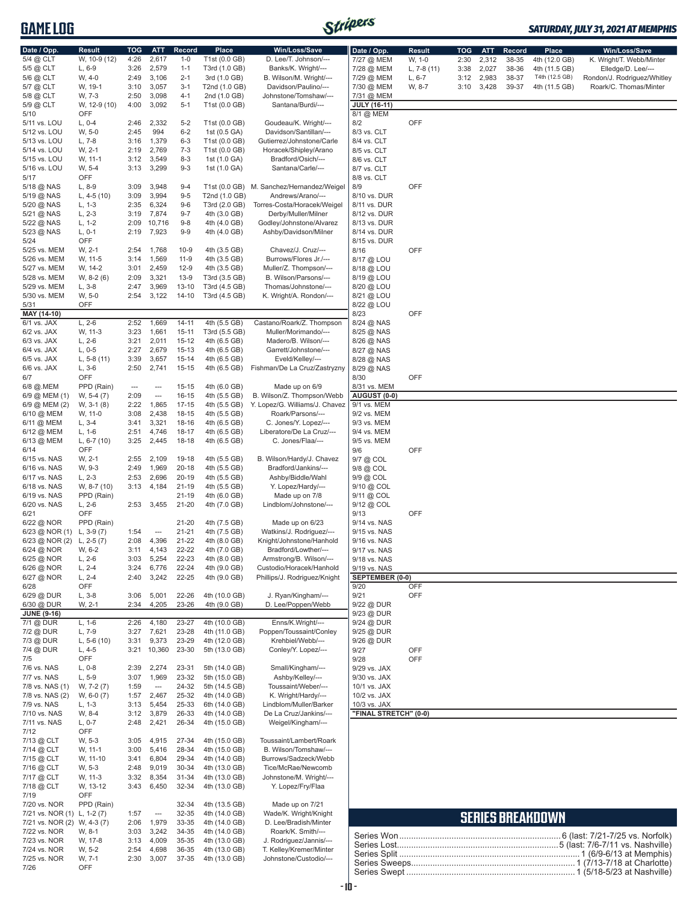# GAME LOG

*SATURDAY, JULY 31, 2021 AT MEMPHIS*

| Date / Opp. | Result | TOG | ATT | Record | Place | Win/Loss/Save |
|---|---|---|---|---|---|---|
| 5/4 @ CLT | W, 10-9 (12) | 4:26 | 2,617 | 1-0 | T1st (0.0 GB) | D. Lee/T. Johnson/--- |
| 5/5 @ CLT | L, 6-9 | 3:26 | 2,579 | 1-1 | T3rd (1.0 GB) | Banks/K. Wright/--- |
| 5/6 @ CLT | W, 4-0 | 2:49 | 3,106 | 2-1 | 3rd (1.0 GB) | B. Wilson/M. Wright/--- |
| 5/7 @ CLT | W, 19-1 | 3:10 | 3,057 | 3-1 | T2nd (1.0 GB) | Davidson/Paulino/--- |
| 5/8 @ CLT | W, 7-3 | 2:50 | 3,098 | 4-1 | 2nd (1.0 GB) | Johnstone/Tomshaw/--- |
| 5/9 @ CLT | W, 12-9 (10) | 4:00 | 3,092 | 5-1 | T1st (0.0 GB) | Santana/Burdi/--- |
| 5/10 | OFF | | | | | |
| 5/11 vs. LOU | L, 0-4 | 2:46 | 2,332 | 5-2 | T1st (0.0 GB) | Goudeau/K. Wright/--- |
| 5/12 vs. LOU | W, 5-0 | 2:45 | 994 | 6-2 | 1st (0.5 GA) | Davidson/Santillan/--- |
| 5/13 vs. LOU | L, 7-8 | 3:16 | 1,379 | 6-3 | T1st (0.0 GB) | Gutierrez/Johnstone/Carle |
| 5/14 vs. LOU | W, 2-1 | 2:19 | 2,769 | 7-3 | T1st (0.0 GB) | Horacek/Shipley/Arano |
| 5/15 vs. LOU | W, 11-1 | 3:12 | 3,549 | 8-3 | 1st (1.0 GA) | Bradford/Osich/--- |
| 5/16 vs. LOU | W, 5-4 | 3:13 | 3,299 | 9-3 | 1st (1.0 GA) | Santana/Carle/--- |
| 5/17 | OFF | | | | | |
| 5/18 @ NAS | L, 8-9 | 3:09 | 3,948 | 9-4 | T1st (0.0 GB) | M. Sanchez/Hernandez/Weigel |
| 5/19 @ NAS | L, 4-5 (10) | 3:09 | 3,994 | 9-5 | T2nd (1.0 GB) | Andrews/Arano/--- |
| 5/20 @ NAS | L, 1-3 | 2:35 | 6,324 | 9-6 | T3rd (2.0 GB) | Torres-Costa/Horacek/Weigel |
| 5/21 @ NAS | L, 2-3 | 3:19 | 7,874 | 9-7 | 4th (3.0 GB) | Derby/Muller/Milner |
| 5/22 @ NAS | L, 1-2 | 2:09 | 10,716 | 9-8 | 4th (4.0 GB) | Godley/Johnstone/Alvarez |
| 5/23 @ NAS | L, 0-1 | 2:19 | 7,923 | 9-9 | 4th (4.0 GB) | Ashby/Davidson/Milner |
| 5/24 | OFF | | | | | |
| 5/25 vs. MEM | W, 2-1 | 2:54 | 1,768 | 10-9 | 4th (3.5 GB) | Chavez/J. Cruz/--- |
| 5/26 vs. MEM | W, 11-5 | 3:14 | 1,569 | 11-9 | 4th (3.5 GB) | Burrows/Flores Jr./--- |
| 5/27 vs. MEM | W, 14-2 | 3:01 | 2,459 | 12-9 | 4th (3.5 GB) | Muller/Z. Thompson/--- |
| 5/28 vs. MEM | W, 8-2 (6) | 2:09 | 3,321 | 13-9 | T3rd (3.5 GB) | B. Wilson/Parsons/--- |
| 5/29 vs. MEM | L, 3-8 | 2:47 | 3,969 | 13-10 | T3rd (4.5 GB) | Thomas/Johnstone/--- |
| 5/30 vs. MEM | W, 5-0 | 2:54 | 3,122 | 14-10 | T3rd (4.5 GB) | K. Wright/A. Rondon/--- |
| 5/31 | OFF | | | | | |
| **MAY (14-10)** | | | | | | |
| 6/1 vs. JAX | L, 2-6 | 2:52 | 1,669 | 14-11 | 4th (5.5 GB) | Castano/Roark/Z. Thompson |
| 6/2 vs. JAX | W, 11-3 | 3:23 | 1,661 | 15-11 | T3rd (5.5 GB) | Muller/Morimando/--- |
| 6/3 vs. JAX | L, 2-6 | 3:21 | 2,011 | 15-12 | 4th (6.5 GB) | Madero/B. Wilson/--- |
| 6/4 vs. JAX | L, 0-5 | 2:27 | 2,679 | 15-13 | 4th (6.5 GB) | Garrett/Johnstone/--- |
| 6/5 vs. JAX | L, 5-8 (11) | 3:39 | 3,657 | 15-14 | 4th (6.5 GB) | Eveld/Kelley/--- |
| 6/6 vs. JAX | L, 3-6 | 2:50 | 2,741 | 15-15 | 4th (6.5 GB) | Fishman/De La Cruz/Zastryzny |
| 6/7 | OFF | | | | | |
| 6/8 @ MEM | PPD (Rain) | --- | --- | 15-15 | 4th (6.0 GB) | Made up on 6/9 |
| 6/9 @ MEM (1) | W, 5-4 (7) | 2:09 | --- | 16-15 | 4th (5.5 GB) | B. Wilson/Z. Thompson/Webb |
| 6/9 @ MEM (2) | W, 3-1 (8) | 2:22 | 1,865 | 17-15 | 4th (5.5 GB) | Y. Lopez/G. Williams/J. Chavez |
| 6/10 @ MEM | W, 11-0 | 3:08 | 2,438 | 18-15 | 4th (5.5 GB) | Roark/Parsons/--- |
| 6/11 @ MEM | L, 3-4 | 3:41 | 3,321 | 18-16 | 4th (6.5 GB) | C. Jones/Y. Lopez/--- |
| 6/12 @ MEM | L, 1-6 | 2:51 | 4,746 | 18-17 | 4th (6.5 GB) | Liberatore/De La Cruz/--- |
| 6/13 @ MEM | L, 6-7 (10) | 3:25 | 2,445 | 18-18 | 4th (6.5 GB) | C. Jones/Flaa/--- |
| 6/14 | OFF | | | | | |
| 6/15 vs. NAS | W, 2-1 | 2:55 | 2,109 | 19-18 | 4th (5.5 GB) | B. Wilson/Hardy/J. Chavez |
| 6/16 vs. NAS | W, 9-3 | 2:49 | 1,969 | 20-18 | 4th (5.5 GB) | Bradford/Jankins/--- |
| 6/17 vs. NAS | L, 2-3 | 2:53 | 2,696 | 20-19 | 4th (5.5 GB) | Ashby/Biddle/Wahl |
| 6/18 vs. NAS | W, 8-7 (10) | 3:13 | 4,184 | 21-19 | 4th (5.5 GB) | Y. Lopez/Hardy/--- |
| 6/19 vs. NAS | PPD (Rain) | | | 21-19 | 4th (6.0 GB) | Made up on 7/8 |
| 6/20 vs. NAS | L, 2-6 | 2:53 | 3,455 | 21-20 | 4th (7.0 GB) | Lindblom/Johnstone/--- |
| 6/21 | OFF | | | | | |
| 6/22 @ NOR | PPD (Rain) | | | 21-20 | 4th (7.5 GB) | Made up on 6/23 |
| 6/23 @ NOR (1) | L, 3-9 (7) | 1:54 | --- | 21-21 | 4th (7.5 GB) | Watkins/J. Rodriguez/--- |
| 6/23 @ NOR (2) | L, 2-5 (7) | 2:08 | 4,396 | 21-22 | 4th (8.0 GB) | Knight/Johnstone/Hanhold |
| 6/24 @ NOR | W, 6-2 | 3:11 | 4,143 | 22-22 | 4th (7.0 GB) | Bradford/Lowther/--- |
| 6/25 @ NOR | L, 2-6 | 3:03 | 5,254 | 22-23 | 4th (8.0 GB) | Armstrong/B. Wilson/--- |
| 6/26 @ NOR | L, 2-4 | 3:24 | 6,776 | 22-24 | 4th (9.0 GB) | Custodio/Horacek/Hanhold |
| 6/27 @ NOR | L, 2-4 | 2:40 | 3,242 | 22-25 | 4th (9.0 GB) | Phillips/J. Rodriguez/Knight |
| 6/28 | OFF | | | | | |
| 6/29 @ DUR | L, 3-8 | 3:06 | 5,001 | 22-26 | 4th (10.0 GB) | J. Ryan/Kingham/--- |
| 6/30 @ DUR | W, 2-1 | 2:34 | 4,205 | 23-26 | 4th (9.0 GB) | D. Lee/Poppen/Webb |
| **JUNE (9-16)** | | | | | | |
| 7/1 @ DUR | L, 1-6 | 2:26 | 4,180 | 23-27 | 4th (10.0 GB) | Enns/K.Wright/--- |
| 7/2 @ DUR | L, 7-9 | 3:27 | 7,621 | 23-28 | 4th (11.0 GB) | Poppen/Toussaint/Conley |
| 7/3 @ DUR | L, 5-6 (10) | 3:31 | 9,373 | 23-29 | 4th (12.0 GB) | Krehbiel/Webb/--- |
| 7/4 @ DUR | L, 4-5 | 3:21 | 10,360 | 23-30 | 5th (13.0 GB) | Conley/Y. Lopez/--- |
| 7/5 | OFF | | | | | |
| 7/6 vs. NAS | L, 0-8 | 2:39 | 2,274 | 23-31 | 5th (14.0 GB) | Small/Kingham/--- |
| 7/7 vs. NAS | L, 5-9 | 3:07 | 1,969 | 23-32 | 5th (15.0 GB) | Ashby/Kelley/--- |
| 7/8 vs. NAS (1) | W, 7-2 (7) | 1:59 | --- | 24-32 | 5th (14.5 GB) | Toussaint/Weber/--- |
| 7/8 vs. NAS (2) | W, 6-0 (7) | 1:57 | 2,467 | 25-32 | 4th (14.0 GB) | K. Wright/Hardy/--- |
| 7/9 vs. NAS | L, 1-3 | 3:13 | 5,454 | 25-33 | 6th (14.0 GB) | Lindblom/Muller/Barker |
| 7/10 vs. NAS | W, 8-4 | 3:12 | 3,879 | 26-33 | 4th (14.0 GB) | De La Cruz/Jankins/--- |
| 7/11 vs. NAS | L, 0-7 | 2:48 | 2,421 | 26-34 | 4th (15.0 GB) | Weigel/Kingham/--- |
| 7/12 | OFF | | | | | |
| 7/13 @ CLT | W, 5-3 | 3:05 | 4,915 | 27-34 | 4th (15.0 GB) | Toussaint/Lambert/Roark |
| 7/14 @ CLT | W, 11-1 | 3:00 | 5,416 | 28-34 | 4th (15.0 GB) | B. Wilson/Tomshaw/--- |
| 7/15 @ CLT | W, 11-10 | 3:41 | 6,804 | 29-34 | 4th (14.0 GB) | Burrows/Sadzeck/Webb |
| 7/16 @ CLT | W, 5-3 | 2:48 | 9,019 | 30-34 | 4th (13.0 GB) | Tice/McRae/Newcomb |
| 7/17 @ CLT | W, 11-3 | 3:32 | 8,354 | 31-34 | 4th (13.0 GB) | Johnstone/M. Wright/--- |
| 7/18 @ CLT | W, 13-12 | 3:43 | 6,450 | 32-34 | 4th (13.0 GB) | Y. Lopez/Fry/Flaa |
| 7/19 | OFF | | | | | |
| 7/20 vs. NOR | PPD (Rain) | | | 32-34 | 4th (13.5 GB) | Made up on 7/21 |
| 7/21 vs. NOR (1) | L, 1-2 (7) | 1:57 | --- | 32-35 | 4th (14.0 GB) | Wade/K. Wright/Knight |
| 7/21 vs. NOR (2) | W, 4-3 (7) | 2:06 | 1,979 | 33-35 | 4th (14.0 GB) | D. Lee/Bradish/Minter |
| 7/22 vs. NOR | W, 8-1 | 3:03 | 3,242 | 34-35 | 4th (14.0 GB) | Roark/K. Smith/--- |
| 7/23 vs. NOR | W, 17-8 | 3:13 | 4,009 | 35-35 | 4th (13.0 GB) | J. Rodriguez/Jannis/--- |
| 7/24 vs. NOR | W, 5-2 | 2:54 | 4,698 | 36-35 | 4th (13.0 GB) | T. Kelley/Kremer/Minter |
| 7/25 vs. NOR | W, 7-1 | 2:30 | 3,007 | 37-35 | 4th (13.0 GB) | Johnstone/Custodio/--- |
| 7/26 | OFF | | | | | |
| 7/27 @ MEM | W, 1-0 | 2:30 | 2,312 | 38-35 | 4th (12.0 GB) | K. Wright/T. Webb/Minter |
| 7/28 @ MEM | L, 7-8 (11) | 3:38 | 2,027 | 38-36 | 4th (11.5 GB) | Elledge/D. Lee/--- |
| 7/29 @ MEM | L, 6-7 | 3:12 | 2,983 | 38-37 | T4th (12.5 GB) | Rondon/J. Rodriguez/Whitley |
| 7/30 @ MEM | W, 8-7 | 3:10 | 3,428 | 39-37 | 4th (11.5 GB) | Roark/C. Thomas/Minter |
| 7/31 @ MEM | | | | | | |
| **JULY (16-11)** | | | | | | |
| 8/1 @ MEM | | | | | | |
| 8/2 | OFF | | | | | |
| 8/3 vs. CLT | | | | | | |
| 8/4 vs. CLT | | | | | | |
| 8/5 vs. CLT | | | | | | |
| 8/6 vs. CLT | | | | | | |
| 8/7 vs. CLT | | | | | | |
| 8/8 vs. CLT | | | | | | |
| 8/9 | OFF | | | | | |
| 8/10 vs. DUR | | | | | | |
| 8/11 vs. DUR | | | | | | |
| 8/12 vs. DUR | | | | | | |
| 8/13 vs. DUR | | | | | | |
| 8/14 vs. DUR | | | | | | |
| 8/15 vs. DUR | | | | | | |
| 8/16 | OFF | | | | | |
| 8/17 @ LOU | | | | | | |
| 8/18 @ LOU | | | | | | |
| 8/19 @ LOU | | | | | | |
| 8/20 @ LOU | | | | | | |
| 8/21 @ LOU | | | | | | |
| 8/22 @ LOU | | | | | | |
| 8/23 | OFF | | | | | |
| 8/24 @ NAS | | | | | | |
| 8/25 @ NAS | | | | | | |
| 8/26 @ NAS | | | | | | |
| 8/27 @ NAS | | | | | | |
| 8/28 @ NAS | | | | | | |
| 8/29 @ NAS | | | | | | |
| 8/30 | OFF | | | | | |
| 8/31 vs. MEM | | | | | | |
| **AUGUST (0-0)** | | | | | | |
| 9/1 vs. MEM | | | | | | |
| 9/2 vs. MEM | | | | | | |
| 9/3 vs. MEM | | | | | | |
| 9/4 vs. MEM | | | | | | |
| 9/5 vs. MEM | | | | | | |
| 9/6 | OFF | | | | | |
| 9/7 @ COL | | | | | | |
| 9/8 @ COL | | | | | | |
| 9/9 @ COL | | | | | | |
| 9/10 @ COL | | | | | | |
| 9/11 @ COL | | | | | | |
| 9/12 @ COL | | | | | | |
| 9/13 | OFF | | | | | |
| 9/14 vs. NAS | | | | | | |
| 9/15 vs. NAS | | | | | | |
| 9/16 vs. NAS | | | | | | |
| 9/17 vs. NAS | | | | | | |
| 9/18 vs. NAS | | | | | | |
| 9/19 vs. NAS | | | | | | |
| **SEPTEMBER (0-0)** | | | | | | |
| 9/20 | OFF | | | | | |
| 9/21 | OFF | | | | | |
| 9/22 @ DUR | | | | | | |
| 9/23 @ DUR | | | | | | |
| 9/24 @ DUR | | | | | | |
| 9/25 @ DUR | | | | | | |
| 9/26 @ DUR | | | | | | |
| 9/27 | OFF | | | | | |
| 9/28 | OFF | | | | | |
| 9/29 vs. JAX | | | | | | |
| 9/30 vs. JAX | | | | | | |
| 10/1 vs. JAX | | | | | | |
| 10/2 vs. JAX | | | | | | |
| 10/3 vs. JAX | | | | | | |
| **"FINAL STRETCH" (0-0)** | | | | | | |

## SERIES BREAKDOWN

Series Won .................................................. 6 (last: 7/21-7/25 vs. Norfolk)
Series Lost.................................................. 5 (last: 7/6-7/11 vs. Nashville)
Series Split .................................................. 1 (6/9-6/13 at Memphis)
Series Sweeps.............................................. 1 (7/13-7/18 at Charlotte)
Series Swept ................................................ 1 (5/18-5/23 at Nashville)